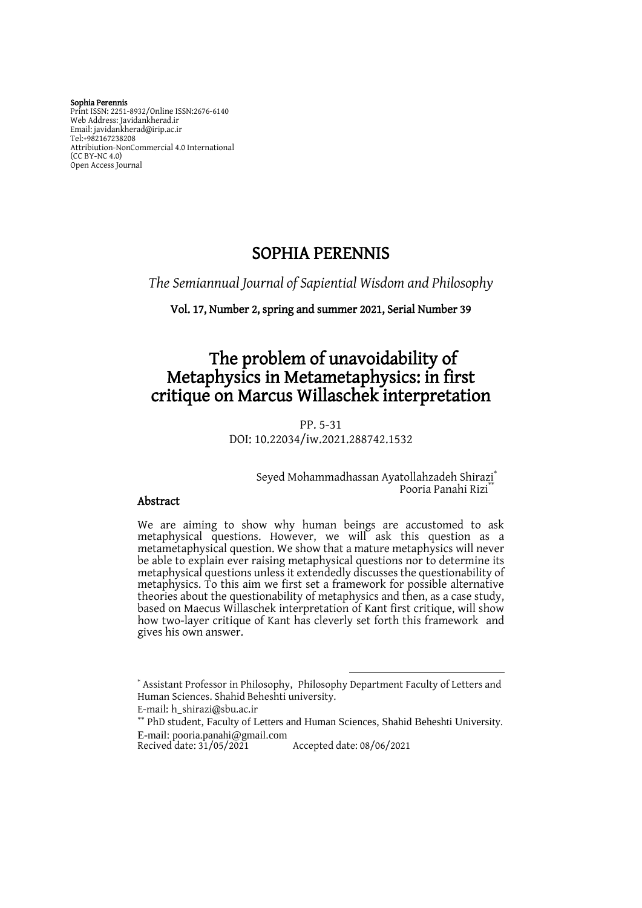**Sophia Perennis**
Print ISSN: 2251-8932/Online ISSN:2676-6140
Web Address: Javidankherad.ir
Email: javidankherad@irip.ac.ir
Tel:+982167238208
Attribiution-NonCommercial 4.0 International
(CC BY-NC 4.0)
Open Access Journal

# SOPHIA PERENNIS

*The Semiannual Journal of Sapiential Wisdom and Philosophy*

**Vol. 17, Number 2, spring and summer 2021, Serial Number 39**

# The problem of unavoidability of Metaphysics in Metametaphysics: in first critique on Marcus Willaschek interpretation

PP. 5-31
DOI: 10.22034/iw.2021.288742.1532

Seyed Mohammadhassan Ayatollahzadeh Shirazi[*]
Pooria Panahi Rizi[**]

## Abstract

We are aiming to show why human beings are accustomed to ask metaphysical questions. However, we will ask this question as a metametaphysical question. We show that a mature metaphysics will never be able to explain ever raising metaphysical questions nor to determine its metaphysical questions unless it extendedly discusses the questionability of metaphysics. To this aim we first set a framework for possible alternative theories about the questionability of metaphysics and then, as a case study, based on Maecus Willaschek interpretation of Kant first critique, will show how two-layer critique of Kant has cleverly set forth this framework and gives his own answer.

---

[*] Assistant Professor in Philosophy, Philosophy Department Faculty of Letters and Human Sciences. Shahid Beheshti university.
E-mail: h_shirazi@sbu.ac.ir

[**] PhD student, Faculty of Letters and Human Sciences, Shahid Beheshti University.
E-mail: pooria.panahi@gmail.com

Recived date: 31/05/2021 Accepted date: 08/06/2021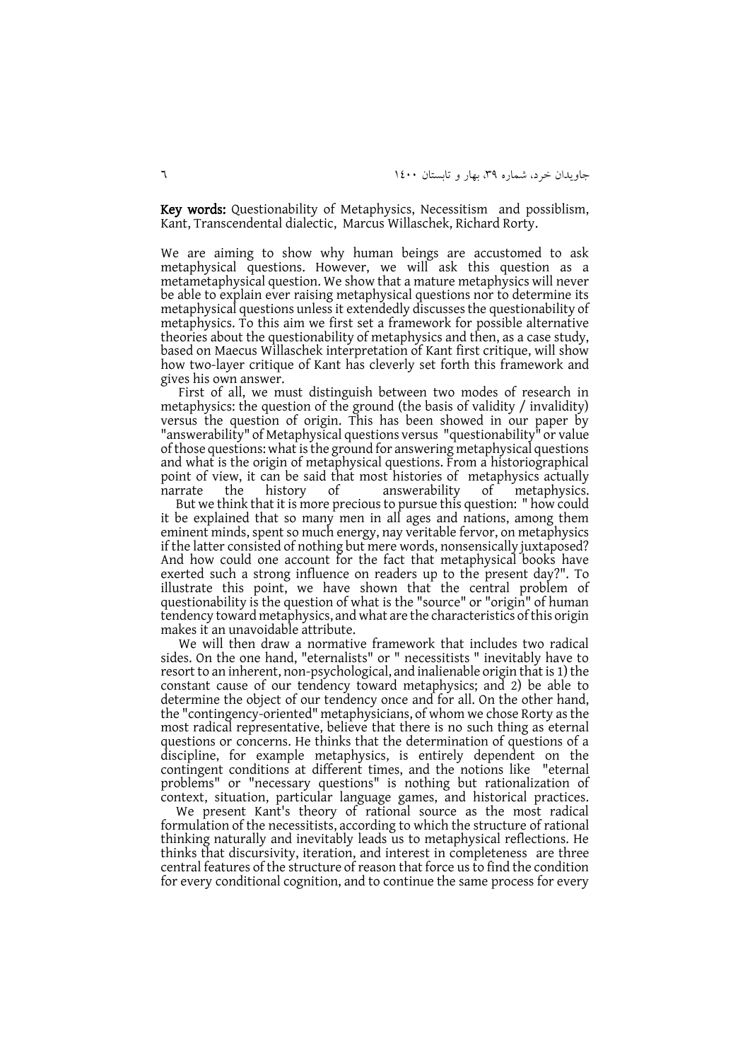**Key words:** Questionability of Metaphysics, Necessitism and possiblism, Kant, Transcendental dialectic, Marcus Willaschek, Richard Rorty.

We are aiming to show why human beings are accustomed to ask metaphysical questions. However, we will ask this question as a metametaphysical question. We show that a mature metaphysics will never be able to explain ever raising metaphysical questions nor to determine its metaphysical questions unless it extendedly discusses the questionability of metaphysics. To this aim we first set a framework for possible alternative theories about the questionability of metaphysics and then, as a case study, based on Maecus Willaschek interpretation of Kant first critique, will show how two-layer critique of Kant has cleverly set forth this framework and gives his own answer.

First of all, we must distinguish between two modes of research in metaphysics: the question of the ground (the basis of validity / invalidity) versus the question of origin. This has been showed in our paper by "answerability" of Metaphysical questions versus "questionability" or value of those questions: what is the ground for answering metaphysical questions and what is the origin of metaphysical questions. From a historiographical point of view, it can be said that most histories of metaphysics actually narrate the history of answerability of metaphysics.

But we think that it is more precious to pursue this question: " how could it be explained that so many men in all ages and nations, among them eminent minds, spent so much energy, nay veritable fervor, on metaphysics if the latter consisted of nothing but mere words, nonsensically juxtaposed? And how could one account for the fact that metaphysical books have exerted such a strong influence on readers up to the present day?". To illustrate this point, we have shown that the central problem of questionability is the question of what is the "source" or "origin" of human tendency toward metaphysics, and what are the characteristics of this origin makes it an unavoidable attribute.

We will then draw a normative framework that includes two radical sides. On the one hand, "eternalists" or " necessitists " inevitably have to resort to an inherent, non-psychological, and inalienable origin that is 1) the constant cause of our tendency toward metaphysics; and 2) be able to determine the object of our tendency once and for all. On the other hand, the "contingency-oriented" metaphysicians, of whom we chose Rorty as the most radical representative, believe that there is no such thing as eternal questions or concerns. He thinks that the determination of questions of a discipline, for example metaphysics, is entirely dependent on the contingent conditions at different times, and the notions like "eternal problems" or "necessary questions" is nothing but rationalization of context, situation, particular language games, and historical practices.

We present Kant's theory of rational source as the most radical formulation of the necessitists, according to which the structure of rational thinking naturally and inevitably leads us to metaphysical reflections. He thinks that discursivity, iteration, and interest in completeness are three central features of the structure of reason that force us to find the condition for every conditional cognition, and to continue the same process for every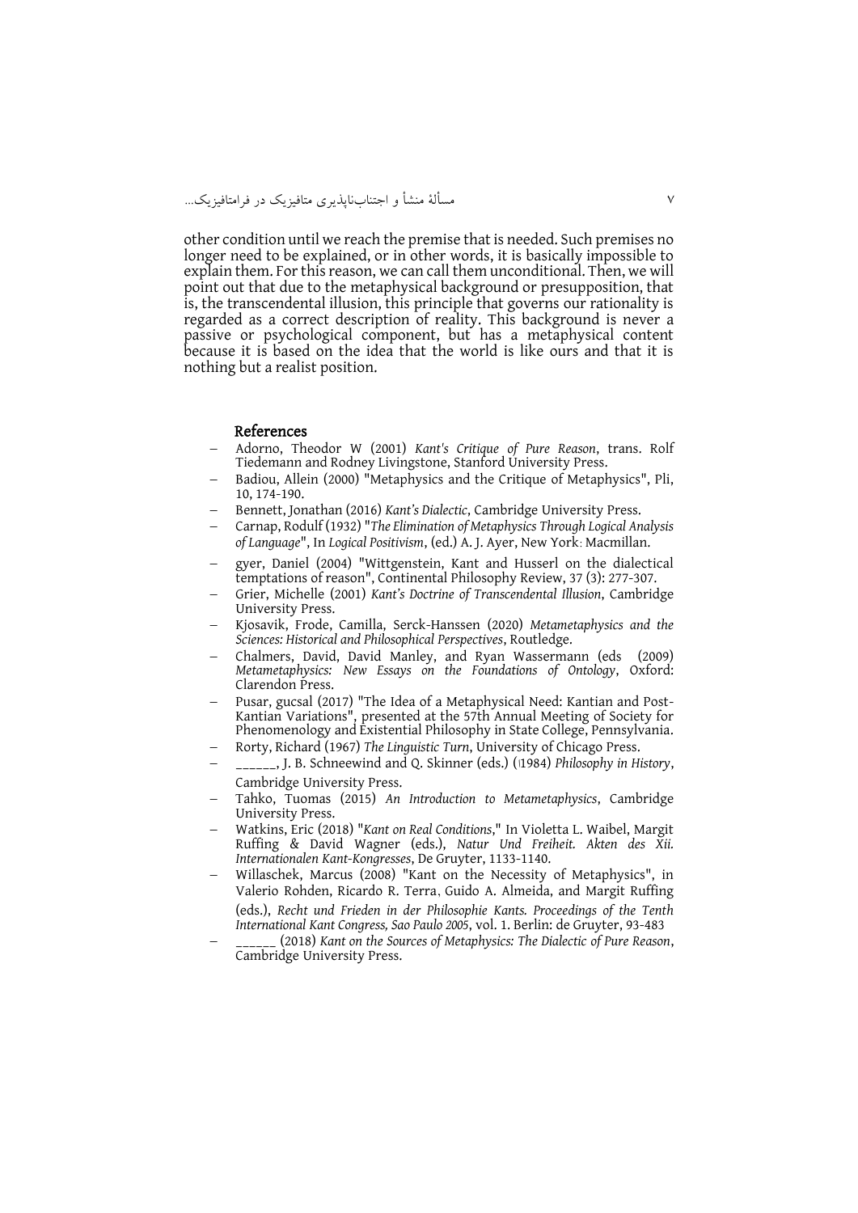other condition until we reach the premise that is needed. Such premises no longer need to be explained, or in other words, it is basically impossible to explain them. For this reason, we can call them unconditional. Then, we will point out that due to the metaphysical background or presupposition, that is, the transcendental illusion, this principle that governs our rationality is regarded as a correct description of reality. This background is never a passive or psychological component, but has a metaphysical content because it is based on the idea that the world is like ours and that it is nothing but a realist position.

## References

- Adorno, Theodor W (2001) *Kant's Critique of Pure Reason*, trans. Rolf Tiedemann and Rodney Livingstone, Stanford University Press.
- Badiou, Allein (2000) "Metaphysics and the Critique of Metaphysics", Pli, 10, 174-190.
- Bennett, Jonathan (2016) *Kant's Dialectic*, Cambridge University Press.
- Carnap, Rodulf (1932) "*The Elimination of Metaphysics Through Logical Analysis of Language*", In *Logical Positivism*, (ed.) A. J. Ayer, New York: Macmillan.
- gyer, Daniel (2004) "Wittgenstein, Kant and Husserl on the dialectical temptations of reason", Continental Philosophy Review, 37 (3): 277-307.
- Grier, Michelle (2001) *Kant's Doctrine of Transcendental Illusion*, Cambridge University Press.
- Kjosavik, Frode, Camilla, Serck-Hanssen (2020) *Metametaphysics and the Sciences: Historical and Philosophical Perspectives*, Routledge.
- Chalmers, David, David Manley, and Ryan Wassermann (eds (2009) *Metametaphysics: New Essays on the Foundations of Ontology*, Oxford: Clarendon Press.
- Pusar, gucsal (2017) "The Idea of a Metaphysical Need: Kantian and Post-Kantian Variations", presented at the 57th Annual Meeting of Society for Phenomenology and Existential Philosophy in State College, Pennsylvania.
- Rorty, Richard (1967) *The Linguistic Turn*, University of Chicago Press.
- ______, J. B. Schneewind and Q. Skinner (eds.) (1984) *Philosophy in History*, Cambridge University Press.
- Tahko, Tuomas (2015) *An Introduction to Metametaphysics*, Cambridge University Press.
- Watkins, Eric (2018) "*Kant on Real Conditions*," In Violetta L. Waibel, Margit Ruffing & David Wagner (eds.), *Natur Und Freiheit. Akten des Xii. Internationalen Kant-Kongresses*, De Gruyter, 1133-1140.
- Willaschek, Marcus (2008) "Kant on the Necessity of Metaphysics", in Valerio Rohden, Ricardo R. Terra, Guido A. Almeida, and Margit Ruffing (eds.), *Recht und Frieden in der Philosophie Kants. Proceedings of the Tenth International Kant Congress, Sao Paulo 2005*, vol. 1. Berlin: de Gruyter, 93-483
- ______ (2018) *Kant on the Sources of Metaphysics: The Dialectic of Pure Reason*, Cambridge University Press.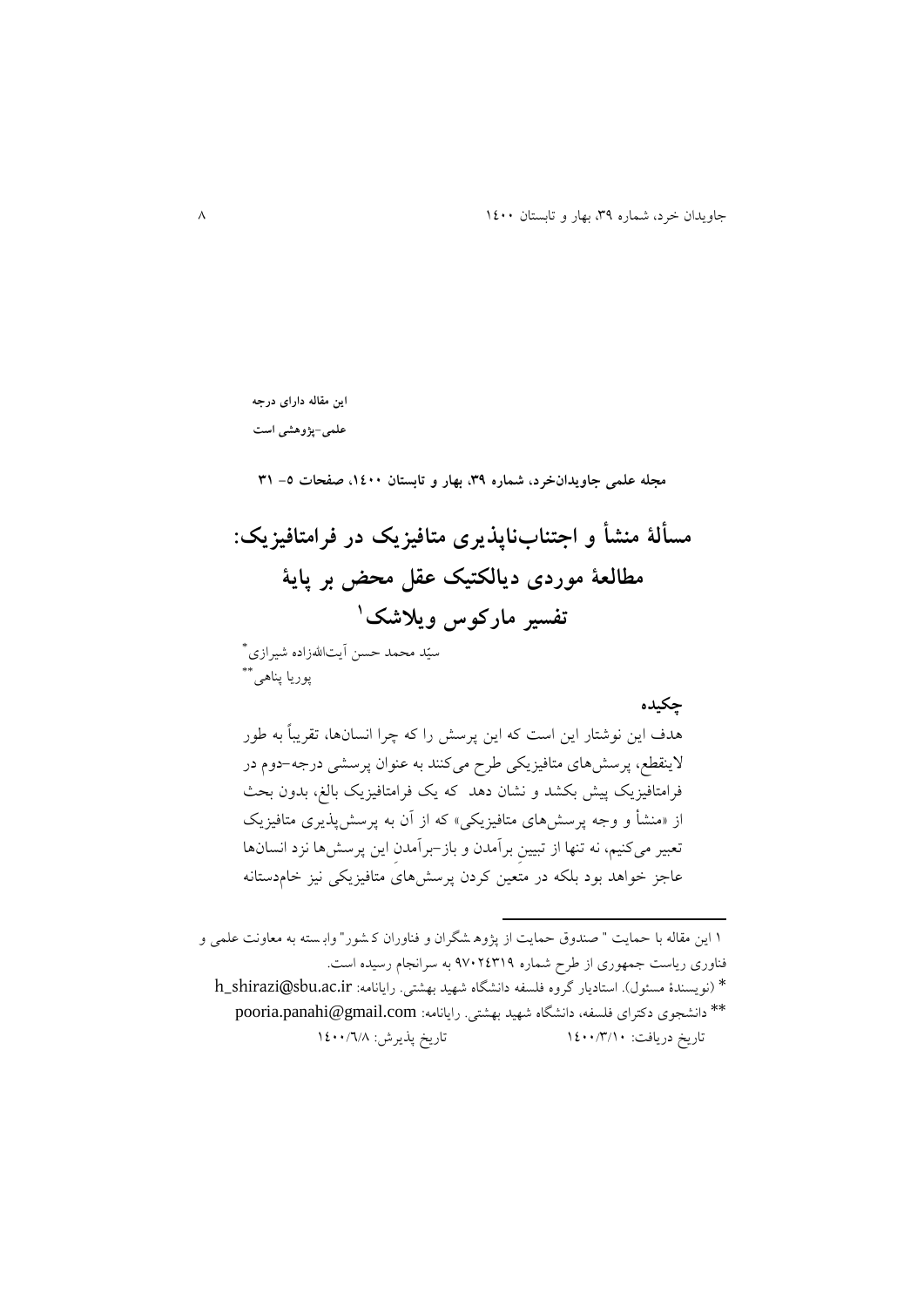**این مقاله دارای درجه**

**علمی-پژوهشی است**

**مجله علمی جاویدان‌خرد، شماره ۳۹، بهار و تابستان ۱۴۰۰، صفحات ۵- ۳۱**

# مسألۀ منشأ و اجتناب‌ناپذیری متافیزیک در فرامتافیزیک: مطالعۀ موردی دیالکتیک عقل محض بر پایۀ تفسیر مارکوس ویلاشک[1]

سیّد محمد حسن آیت‌اللهزاده شیرازی[*]

پوریا پناهی[**]

## چکیده

هدف این نوشتار این است که این پرسش را که چرا انسان‌ها، تقریباً به طور لاینقطع، پرسش‌های متافیزیکی طرح می‌کنند به عنوان پرسشی درجه-دوم در فرامتافیزیک پیش بکشد و نشان دهد که یک فرامتافیزیک بالغ، بدون بحث از «منشأ و وجه پرسش‌های متافیزیکی» که از آن به پرسش‌پذیری متافیزیک تعبیر می‌کنیم، نه تنها از تبیینِ برآمدن و باز-برآمدنِ این پرسش‌ها نزد انسان‌ها عاجز خواهد بود بلکه در متعین کردن پرسش‌هایِ متافیزیکی نیز خام‌دستانه

---

۱ این مقاله با حمایت " صندوق حمایت از پژوهشگران و فناوران کشور" وابسته به معاونت علمی و فناوری ریاست جمهوری از طرح شماره ۹۷۰۲۴۳۱۹ به سرانجام رسیده است.

* (نویسندۀ مسئول). استادیار گروه فلسفه دانشگاه شهید بهشتی. رایانامه: h_shirazi@sbu.ac.ir

** دانشجوی دکترای فلسفه، دانشگاه شهید بهشتی. رایانامه: pooria.panahi@gmail.com

تاریخ دریافت: ۱۴۰۰/۳/۱۰ تاریخ پذیرش: ۱۴۰۰/۶/۸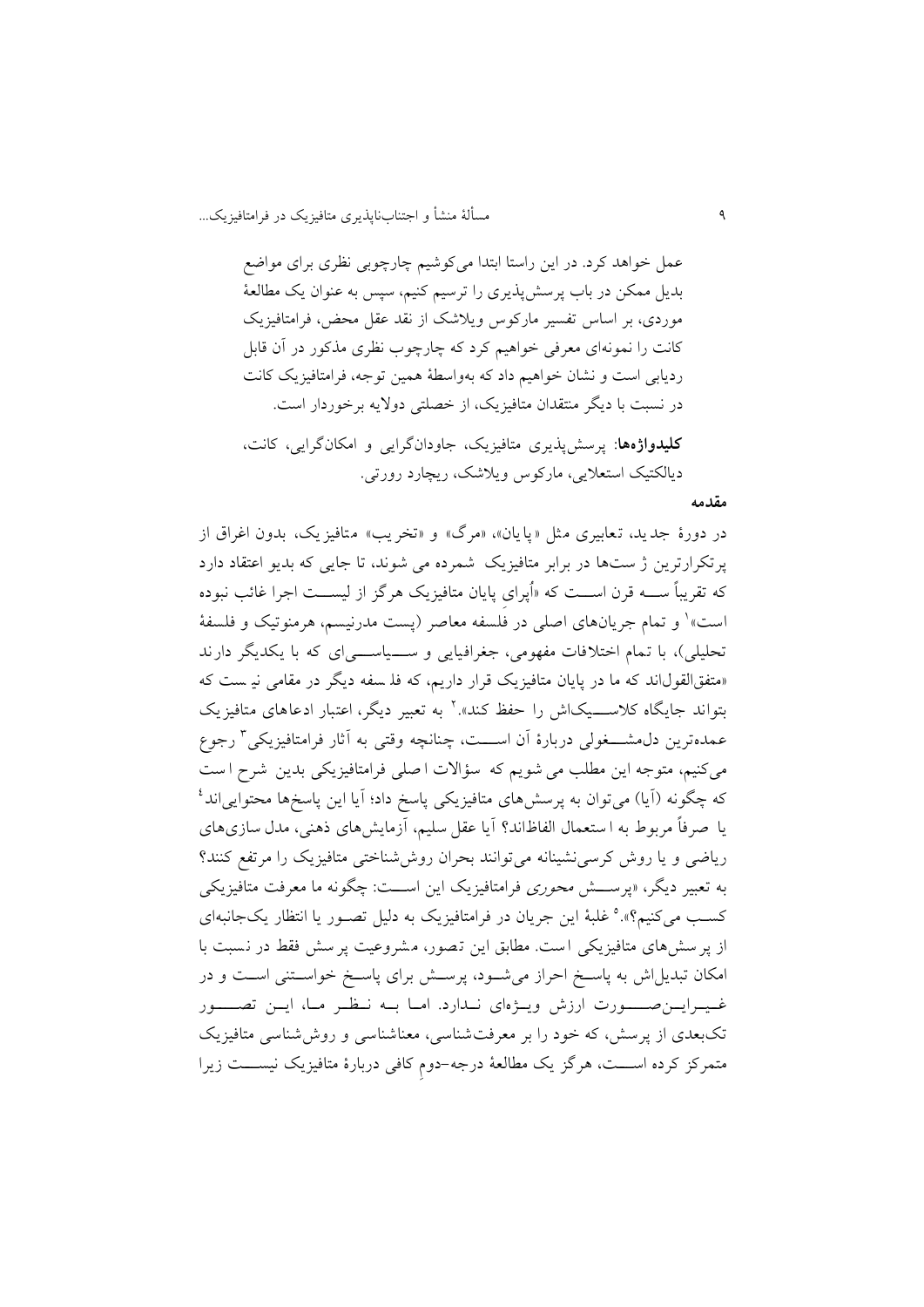عمل خواهد کرد. در این راستا ابتدا می‌کوشیم چارچوبی نظری برای مواضع بدیل ممکن در باب پرسش‌پذیری را ترسیم کنیم، سپس به عنوان یک مطالعهٔ موردی، بر اساس تفسیر مارکوس ویلاشک از نقد عقل محض، فرامتافیزیک کانت را نمونه‌ای معرفی خواهیم کرد که چارچوب نظری مذکور در آن قابل ردیابی است و نشان خواهیم داد که به‌واسطهٔ همین توجه، فرامتافیزیک کانت در نسبت با دیگر منتقدان متافیزیک، از خصلتی دولایه برخوردار است.

**کلیدواژه‌ها**: پرسش‌پذیری متافیزیک، جاودان‌گرایی و امکان‌گرایی، کانت، دیالکتیک استعلایی، مارکوس ویلاشک، ریچارد رورتی.

**مقدمه**

در دورهٔ جدید، تعابیری مثل «پایان»، «مرگ» و «تخریب» متافیزیک، بدون اغراق از پرتکرارترین ژست‌ها در برابر متافیزیک شمرده می شوند، تا جایی که بدیو اعتقاد دارد که تقریباً سه قرن است که «اُپرای پایان متافیزیک هرگز از لیست اجرا غائب نبوده است»[1] و تمام جریان‌های اصلی در فلسفه معاصر (پست مدرنیسم، هرمنوتیک و فلسفهٔ تحلیلی)، با تمام اختلافات مفهومی، جغرافیایی و سیاسی‌ای که با یکدیگر دارند «متفق‌القول‌اند که ما در پایان متافیزیک قرار داریم، که فلسفه دیگر در مقامی نیست که بتواند جایگاه کلاسیک‌اش را حفظ کند».[2] به تعبیر دیگر، اعتبار ادعاهای متافیزیک عمده‌ترین دل‌مشغولی دربارهٔ آن است، چنانچه وقتی به آثار فرامتافیزیکی[3] رجوع می‌کنیم، متوجه این مطلب می شویم که سؤالات اصلی فرامتافیزیکی بدین شرح است که چگونه (آیا) می‌توان به پرسش‌های متافیزیکی پاسخ داد؛ آیا این پاسخ‌ها محتوایی‌اند[4] یا صرفاً مربوط به استعمال الفاظ‌اند؟ آیا عقل سلیم، آزمایش‌های ذهنی، مدل سازی‌های ریاضی و یا روش کرسی‌نشینانه می‌توانند بحران روش‌شناختی متافیزیک را مرتفع کنند؟ به تعبیر دیگر، «پرسش *محوری* فرامتافیزیک این است: چگونه ما معرفت متافیزیکی کسب می‌کنیم؟».[5] غلبهٔ این جریان در فرامتافیزیک به دلیل تصور یا انتظار یک‌جانبه‌ای از پرسش‌های متافیزیکی است. مطابق این تصور، مشروعیت پرسش فقط در نسبت با امکان تبدیل‌اش به پاسخ احراز می‌شود، پرسش برای پاسخ خواستنی است و در غیراین‌صورت ارزش ویژه‌ای ندارد. اما به نظر ما، این تصور تک‌بعدی از پرسش، که خود را بر معرفت‌شناسی، معناشناسی و روش‌شناسی متافیزیک متمرکز کرده است، هرگز یک مطالعهٔ درجه‌-دومِ کافی دربارهٔ متافیزیک نیست زیرا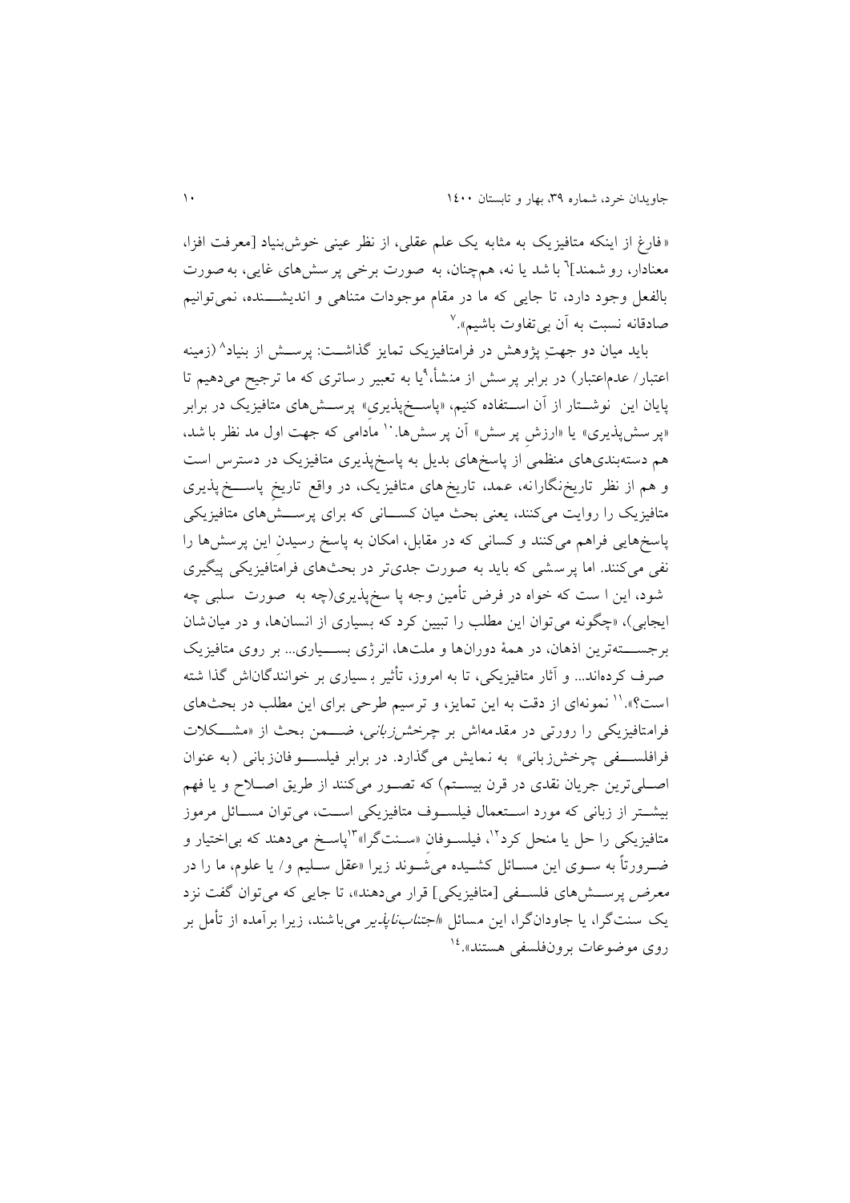«فارغ از اینکه متافیزیک به مثابه یک علم عقلی، از نظر عینی خوش‌بنیاد [معرفت افزا، معنادار، روشمند][6] باشد یا نه، هم‌چنان، به صورت برخی پرسش‌های غایی، به صورت بالفعل وجود دارد، تا جایی که ما در مقام موجودات متناهی و اندیشنده، نمی‌توانیم صادقانه نسبت به آن بی‌تفاوت باشیم».[7]

باید میان دو جهتِ پژوهش در فرامتافیزیک تمایز گذاشت: پرسش از بنیاد[8] (زمینه اعتبار/ عدم‌اعتبار) در برابر پرسش از منشأ،[9] یا به تعبیر رساتری که ما ترجیح می‌دهیم تا پایان این نوشتار از آن استفاده کنیم، «پاسخ‌پذیری» پرسش‌های متافیزیک در برابر «پرسش‌پذیری» یا «ارزشِ پرسش» آن پرسش‌ها.[10] مادامی که جهت اول مد نظر باشد، هم دسته‌بندی‌های منظمی از پاسخ‌های بدیل به پاسخ‌پذیری متافیزیک در دسترس است و هم از نظر تاریخ‌نگارانه، عمده، تاریخ‌های متافیزیک، در واقع تاریخِ پاسخ‌پذیری متافیزیک را روایت می‌کنند، یعنی بحث میان کسانی که برای پرسش‌های متافیزیکی پاسخ‌هایی فراهم می‌کنند و کسانی که در مقابل، امکان به پاسخ رسیدنِ این پرسش‌ها را نفی می‌کنند. اما پرسشی که باید به صورت جدی‌تر در بحث‌های فرامتافیزیکی پیگیری شود، این است که خواه در فرض تأمین وجه پاسخ‌پذیری(چه به صورت سلبی چه ایجابی)، «چگونه می‌توان این مطلب را تبیین کرد که بسیاری از انسان‌ها، و در میان‌شان برجسته‌ترین اذهان، در همهٔ دوران‌ها و ملت‌ها، انرژی بسیاری... بر روی متافیزیک صرف کرده‌اند... و آثار متافیزیکی، تا به امروز، تأثیر بسیاری بر خوانندگان‌اش گذا شته است؟».[11] نمونه‌ای از دقت به این تمایز، و ترسیم طرحی برای این مطلب در بحث‌های فرامتافیزیکی را رورتی در مقدمه‌اش بر *چرخش‌زبانی*، ضمن بحث از «مشکلات فرافلسفی چرخش‌زبانی» به نمایش می‌گذارد. در برابر فیلسوفان‌زبانی (به عنوان اصلی‌ترین جریان نقدی در قرن بیستم) که تصور می‌کنند از طریق اصلاح و یا فهم بیشتر از زبانی که مورد استعمال فیلسوف متافیزیکی است، می‌توان مسائل مرموز متافیزیکی را حل یا منحل کرد[12]، فیلسوفان «سنت‌گرا»[13] پاسخ می‌دهند که بی‌اختیار و ضرورتاً به سوی این مسائل کشیده می‌شوند زیرا «عقل سلیم و/ یا علوم، ما را در معرض پرسش‌های فلسفی [متافیزیکی] قرار می‌دهند»، تا جایی که می‌توان گفت نزد یک سنت‌گرا، یا جاودان‌گرا، این مسائل «*اجتناب‌ناپذیر*» می‌باشند، زیرا برآمده از تأمل بر روی موضوعات برون‌فلسفی هستند».[14]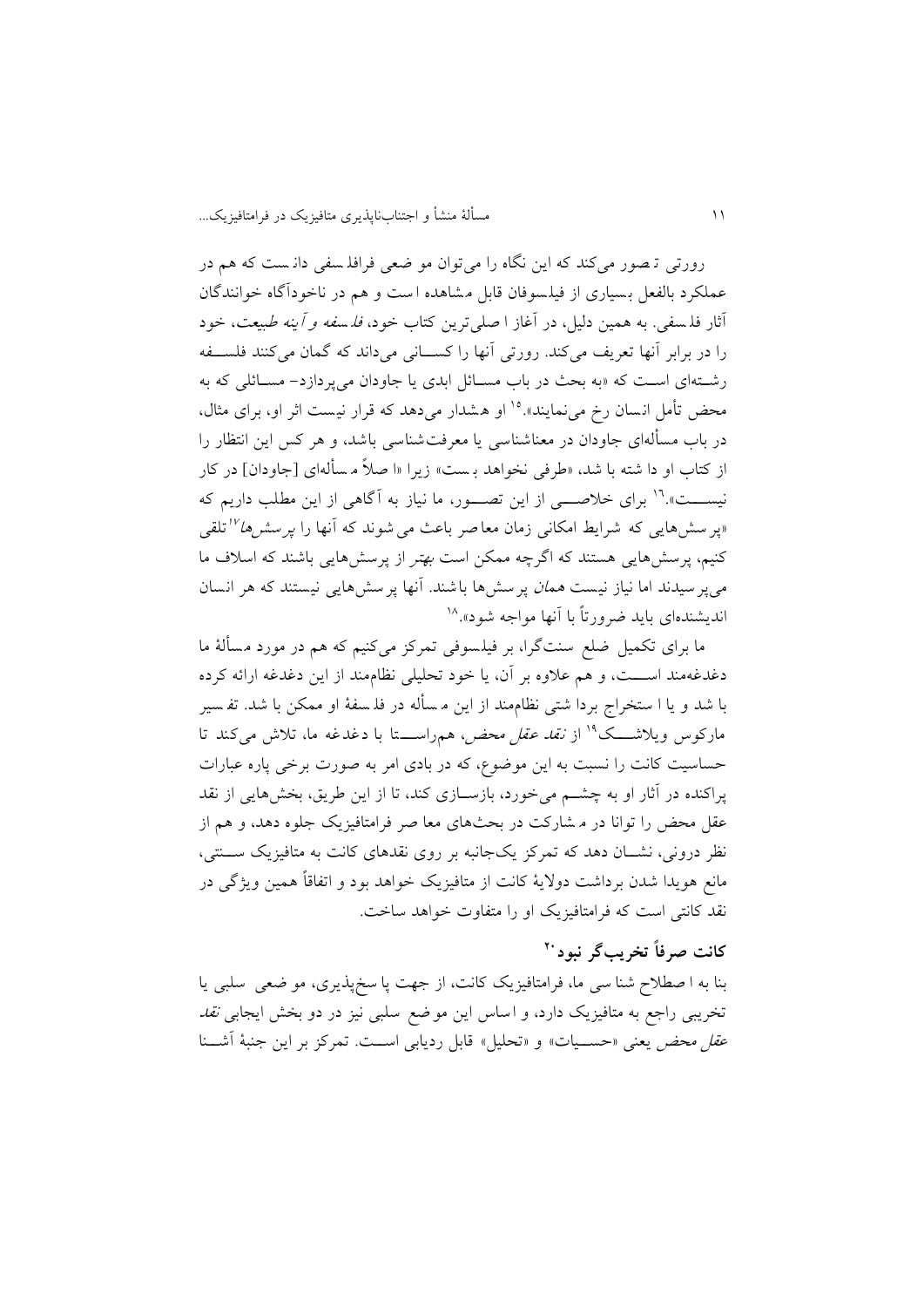رورتی تصور می‌کند که این نگاه را می‌توان موضعی فرافلسفی دانست که هم در عملکرد بالفعل بسیاری از فیلسوفان قابل مشاهده است و هم در ناخودآگاه خوانندگان آثار فلسفی. به همین دلیل، در آغاز اصلی‌ترین کتاب خود، *فلسفه و آینه طبیعت*، خود را در برابر آنها تعریف می‌کند. رورتی آنها را کسانی می‌داند که گمان می‌کنند فلسفه رشته‌ای است که «به بحث در باب مسائل ابدی یا جاودان می‌پردازد– مسائلی که به محض تأمل انسان رخ می‌نمایند».[15] او هشدار می‌دهد که قرار نیست اثر او، برای مثال، در باب مسأله‌ای جاودان در معناشناسی یا معرفت‌شناسی باشد، و هر کس این انتظار را از کتاب او داشته باشد، «طرفی نخواهد بست» زیرا «اصلاً مسأله‌ای [جاودان] در کار نیست».[16] برای خلاصی از این تصور، ما نیاز به آگاهی از این مطلب داریم که «پرسش‌هایی که شرایط امکانی زمان معاصر باعث می‌شوند که آنها را *پرسش‌ها*[17] تلقی کنیم، پرسش‌هایی هستند که اگرچه ممکن است بهتر از پرسش‌هایی باشند که اسلاف ما می‌پرسیدند اما نیاز نیست *همان* پرسش‌ها باشند. آنها پرسش‌هایی نیستند که هر انسان اندیشنده‌ای باید ضرورتاً با آنها مواجه شود».[18]

ما برای تکمیل ضلع سنت‌گرا، بر فیلسوفی تمرکز می‌کنیم که هم در مورد مسألهٔ ما دغدغه‌مند است، و هم علاوه بر آن، یا خود تحلیلی نظام‌مند از این دغدغه ارائه کرده باشد و یا استخراج برداشتی نظام‌مند از این مسأله در فلسفهٔ او ممکن باشد. تفسیر مارکوس ویلاشک[19] از *نقد عقل محض*، همراستا با دغدغه ما، تلاش می‌کند تا حساسیت کانت را نسبت به این موضوع، که در بادی امر به صورت برخی پاره عبارات پراکنده در آثار او به چشم می‌خورد، بازسازی کند، تا از این طریق، بخش‌هایی از نقد عقل محض را توانا در مشارکت در بحث‌های معاصر فرامتافیزیک جلوه دهد، و هم از نظر درونی، نشان دهد که تمرکز یک‌جانبه بر روی نقدهای کانت به متافیزیک سنتی، مانع هویدا شدن برداشت دولایهٔ کانت از متافیزیک خواهد بود و اتفاقاً همین ویژگی در نقد کانتی است که فرامتافیزیک او را متفاوت خواهد ساخت.

## کانت صرفاً تخریب‌گر نبود[20]

بنا به اصطلاح شناسی ما، فرامتافیزیک کانت، از جهت پاسخ‌پذیری، موضعی سلبی یا تخریبی راجع به متافیزیک دارد، و اساس این موضع سلبی نیز در دو بخش ایجابی *نقد عقل محض* یعنی «حسیات» و «تحلیل» قابل ردیابی است. تمرکز بر این جنبهٔ آشنا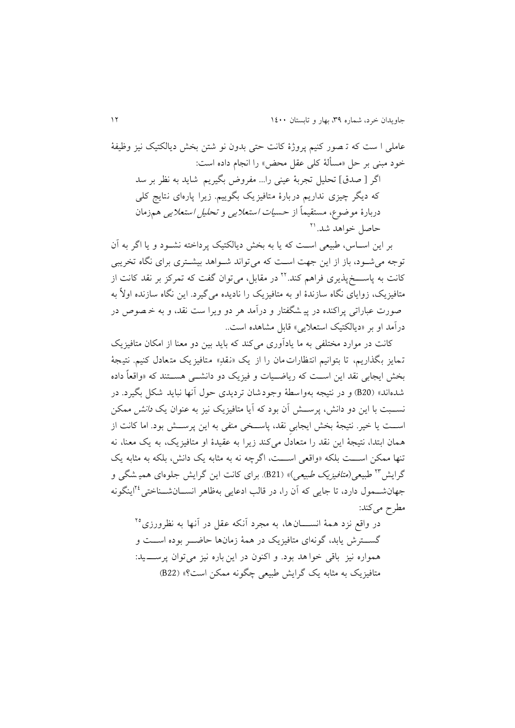عاملی ا ست که ت صور کنیم پروژهٔ کانت حتی بدون نو شتن بخش دیالکتیک نیز وظیفهٔ خود مبنی بر حل «مسألهٔ کلی عقل محض» را انجام داده است:

> اگر [ صدق] تحلیل تجربهٔ عینی را... مفروض بگیریم شاید به نظر بر سد که دیگر چیزی نداریم دربارهٔ متافیزیک بگوییم. زیرا پاره‌ای نتایج کلی دربارهٔ موضوع، مستقیماً از *حسیات استعلایی* و *تحلیل استعلایی* هم‌زمان حاصل خواهد شد.[21]

بر این اســاس، طبیعی اســت که یا به بخش دیالکتیک پرداخته نشــود و یا اگر به آن توجه می‌شــود، باز از این جهت اســت که می‌تواند شــواهد بیشــتری برای نگاه تخریبی کانت به پاســـخ‌پذیری فراهم کند.[22] در مقابل، می‌توان گفت که تمرکز بر نقد کانت از متافیزیک، زوایای نگاه سازندهٔ او به متافیزیک را نادیده می‌گیرد. این نگاه سازنده اولاً به صورت عباراتی پراکنده در پیشگفتار و درآمد هر دو ویرا ست نقد، و به خ صوص در درآمد او بر «دیالکتیک استعلایی» قابل مشاهده است..

کانت در موارد مختلفی به ما یادآوری می‌کند که باید بین دو معنا از امکان متافیزیک تمایز بگذاریم، تا بتوانیم انتظارات‌مان را از یک «نقدِ» متافیزیک متعادل کنیم. نتیجهٔ بخش ایجابی نقد این اســت که ریاضــیات و فیزیک دو دانشــی هســتند که «واقعاً داده شده‌اند» (B20) و در نتیجه به‌واسطهٔ وجودشان تردیدی حول آنها نباید شکل بگیرد. در نســبت با این دو دانش، پرســش آن بود که آیا متافیزیک نیز به عنوان یک *دانش* ممکن اســت یا خیر. نتیجهٔ بخش ایجابیِ نقد، پاســخی منفی به این پرســش بود. اما کانت از همان ابتدا، نتیجهٔ این نقد را متعادل می‌کند زیرا به عقیدهٔ او متافیزیک، به یک معنا، نه تنها ممکن اســـت بلکه «واقعی اســـت، اگرچه نه به مثابه یک دانش، بلکه به مثابه یک گرایش[23] طبیعی(*متافیزیک طبیعی*)» (B21). برای کانت این گرایش جلوه‌ای همیشگی و جهان‌شــمول دارد، تا جایی که آن را، در قالب ادعایی به‌ظاهر انســان‌شــناختی[24] اینگونه مطرح می‌کند:

> در واقع نزد همهٔ انســـان‌ها، به مجرد آنکه عقل در آنها به نظرورزی[25] گســـترش یابد، گونه‌ای متافیزیک در همهٔ زمان‌ها حاضـــر بوده اســـت و همواره نیز باقی خواهد بود. و اکنون در این باره نیز می‌توان پرســـید: متافیزیک به مثابه یک گرایش طبیعی چگونه ممکن است؟» (B22)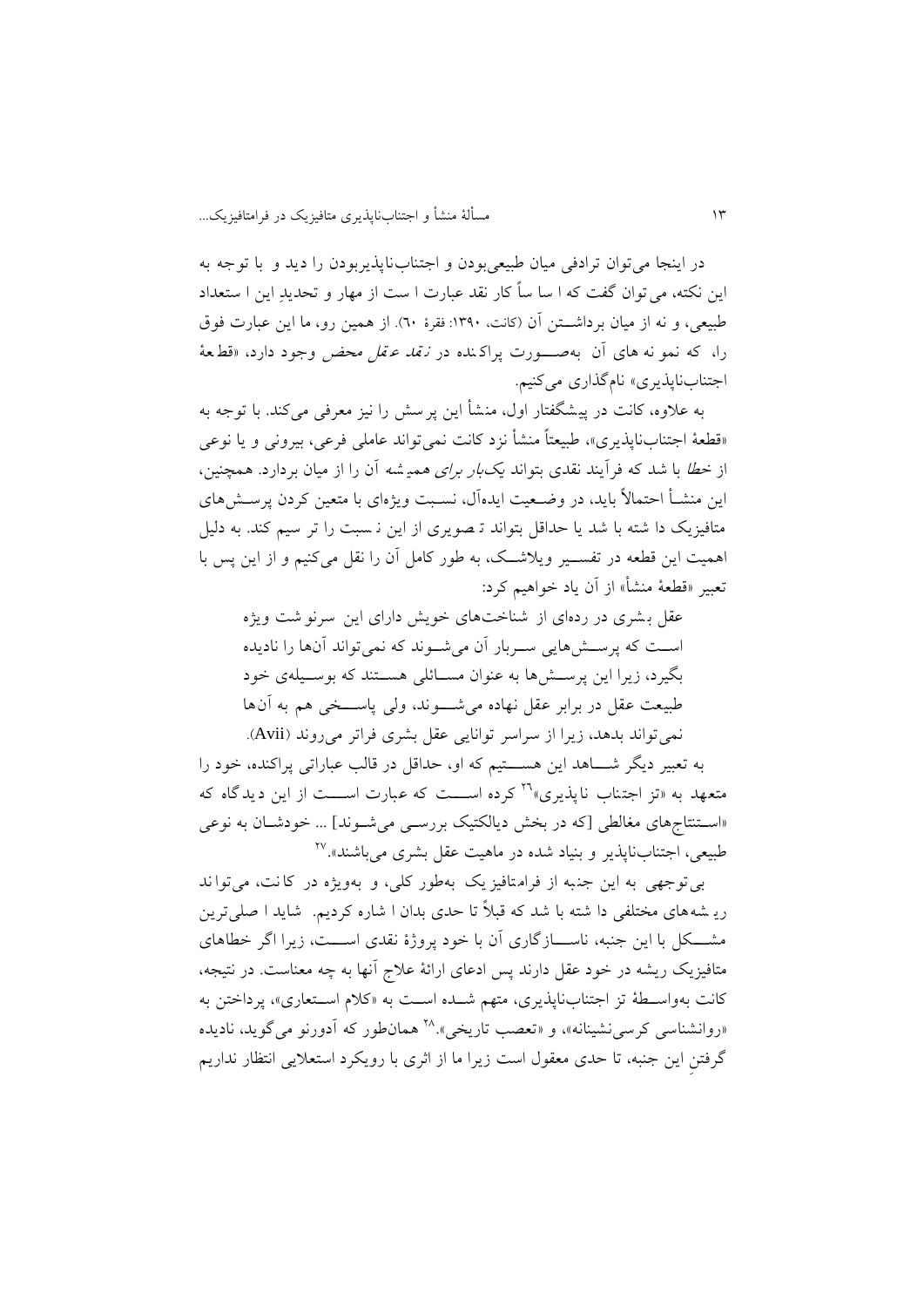در اینجا می‌توان ترادفی میان طبیعی‌بودن و اجتناب‌ناپذیربودن را دید و با توجه به این نکته، می‌توان گفت که اساساً کار نقد عبارت است از مهار و تحدیدِ این استعداد طبیعی، و نه از میان برداشتن آن (کانت، ۱۳۹۰: فقرهٔ ٦٠). از همین رو، ما این عبارت فوق را، که نمونه‌های آن به‌صورت پراکنده در *نقد عقل محض* وجود دارد، «قطعهٔ اجتناب‌ناپذیری» نام‌گذاری می‌کنیم.

به علاوه، کانت در پیشگفتار اول، منشأ این پرسش را نیز معرفی می‌کند. با توجه به «قطعهٔ اجتناب‌ناپذیری»، طبیعتاً منشأ نزد کانت نمی‌تواند عاملی فرعی، بیرونی و یا نوعی از *خطا* باشد که فرآیند نقدی بتواند *یک‌بار برای همیشه* آن را از میان بردارد. همچنین، این منشأ احتمالاً باید، در وضعیت ایده‌آل، نسبت ویژه‌ای با متعین کردن پرسش‌های متافیزیک داشته باشد یا حداقل بتواند تصویری از این نسبت را ترسیم کند. به دلیل اهمیت این قطعه در تفسیر ویلاشک، به طور کامل آن را نقل می‌کنیم و از این پس با تعبیر «قطعهٔ منشأ» از آن یاد خواهیم کرد:

> عقل بشری در رده‌ای از شناخت‌های خویش دارای این سرنوشت ویژه است که پرسش‌هایی سربار آن می‌شوند که نمی‌تواند آن‌ها را نادیده بگیرد، زیرا این پرسش‌ها به عنوان مسائلی هستند که بوسیله‌ی خود طبیعت عقل در برابر عقل نهاده می‌شوند، ولی پاسخی هم به آن‌ها نمی‌تواند بدهد، زیرا از سراسر توانایی عقل بشری فراتر می‌روند (Avii).

به تعبیر دیگر شاهد این هستیم که او، حداقل در قالب عباراتی پراکنده، خود را متعهد به «تز اجتناب ناپذیری»[26] کرده است که عبارت است از این دیدگاه که «استنتاج‌های مغالطی [که در بخش دیالکتیک بررسی می‌شوند] ... خودشان به نوعی طبیعی، اجتناب‌ناپذیر و بنیاد شده در ماهیت عقل بشری می‌باشند».[27]

بی‌توجهی به این جنبه از فرامتافیزیک به‌طور کلی، و به‌ویژه در کانت، می‌تواند ریشه‌های مختلفی داشته باشد که قبلاً تا حدی بدان اشاره کردیم. شاید اصلی‌ترین مشکل با این جنبه، ناسازگاری آن با خود پروژهٔ نقدی است، زیرا اگر خطاهای متافیزیک ریشه در خود عقل دارند پس ادعای ارائهٔ علاج آنها به چه معناست. در نتیجه، کانت به‌واسطهٔ تز اجتناب‌ناپذیری، متهم شده است به «کلام استعاری»، پرداختن به «روانشناسی کرسی‌نشینانه»، و «تعصب تاریخی».[28] همان‌طور که آدورنو می‌گوید، نادیده گرفتنِ این جنبه، تا حدی معقول است زیرا ما از اثری با رویکرد استعلایی انتظار نداریم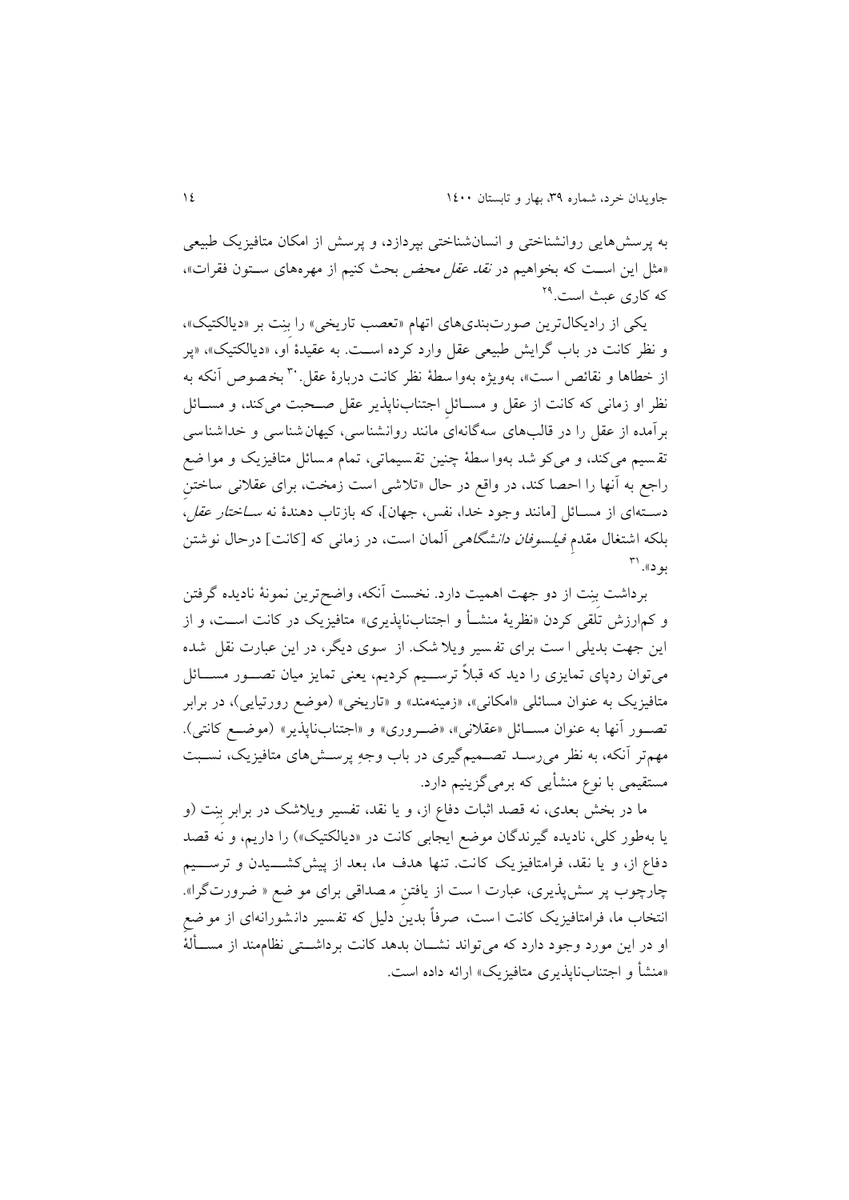به پرسش‌هایی روانشناختی و انسان‌شناختی بپردازد، و پرسش از امکان متافیزیک طبیعی «مثل این است که بخواهیم در *نقد عقل محض* بحث کنیم از مهره‌های ستون فقرات»، که کاری عبث است.[29]

یکی از رادیکال‌ترین صورت‌بندی‌های اتهام «تعصب تاریخی» را بِنِت بر «دیالکتیک»، و نظر کانت در باب گرایش طبیعی عقل وارد کرده است. به عقیدهٔ او، «دیالکتیک»، «پر از خطاها و نقائص است»، به‌ویژه به‌واسطهٔ نظر کانت دربارهٔ عقل.[30] بخصوص آنکه به نظر او زمانی که کانت از عقل و مسائلِ اجتناب‌ناپذیر عقل صحبت می‌کند، و مسائل برآمده از عقل را در قالب‌های سه‌گانه‌ای مانند روانشناسی، کیهان‌شناسی و خداشناسی تقسیم می‌کند، و می‌کوشد به‌واسطهٔ چنین تقسیماتی، تمام مسائل متافیزیک و مواضع راجع به آنها را احصا کند، در واقع در حال «تلاشی است زمخت، برای عقلانی ساختنِ دسته‌ای از مسائل [مانند وجود خدا، نفس، جهان]، که بازتاب دهندهٔ نه *ساختار عقل*، بلکه اشتغال مقدم *فیلسوفان دانشگاهی* آلمان است، در زمانی که [کانت] درحال نوشتن بود».[31]

برداشت بِنِت از دو جهت اهمیت دارد. نخست آنکه، واضح‌ترین نمونهٔ نادیده گرفتن و کم‌ارزش تَلَقی کردن «نظریهٔ منشأ و اجتناب‌ناپذیری» متافیزیک در کانت است، و از این جهت بدیلی است برای تفسیر ویلاشک. از سوی دیگر، در این عبارت نقل شده می‌توان ردپای تمایزی را دید که قبلاً ترسیم کردیم، یعنی تمایز میان تصور مسائل متافیزیک به عنوان مسائلی «امکانی»، «زمینه‌مند» و «تاریخی» (موضع رورتیایی)، در برابر تصور آنها به عنوان مسائل «عقلانی»، «ضروری» و «اجتناب‌ناپذیر» (موضع کانتی). مهم‌تر آنکه، به نظر می‌رسد تصمیم‌گیری در باب وجهِ پرسش‌های متافیزیک، نسبت مستقیمی با نوع منشأیی که برمی‌گزینیم دارد.

ما در بخش بعدی، نه قصد اثبات دفاع از، و یا نقد، تفسیر ویلاشک در برابر بِنِت (و یا به‌طور کلی، نادیده گیرندگان موضع ایجابی کانت در «دیالکتیک») را داریم، و نه قصد دفاع از، و یا نقد، فرامتافیزیک کانت. تنها هدف ما، بعد از پیش‌کشیدن و ترسیم چارچوب پرسش‌پذیری، عبارت است از یافتنِ مصداقی برای موضع « ضرورت‌گرا». انتخاب ما، فرامتافیزیک کانت است، صرفاً بدینِ دلیل که تفسیر دانشورانه‌ای از موضع او در این مورد وجود دارد که می‌تواند نشان بدهد کانت برداشتی نظام‌مند از مسألهٔ «منشأ و اجتناب‌ناپذیری متافیزیک» ارائه داده است.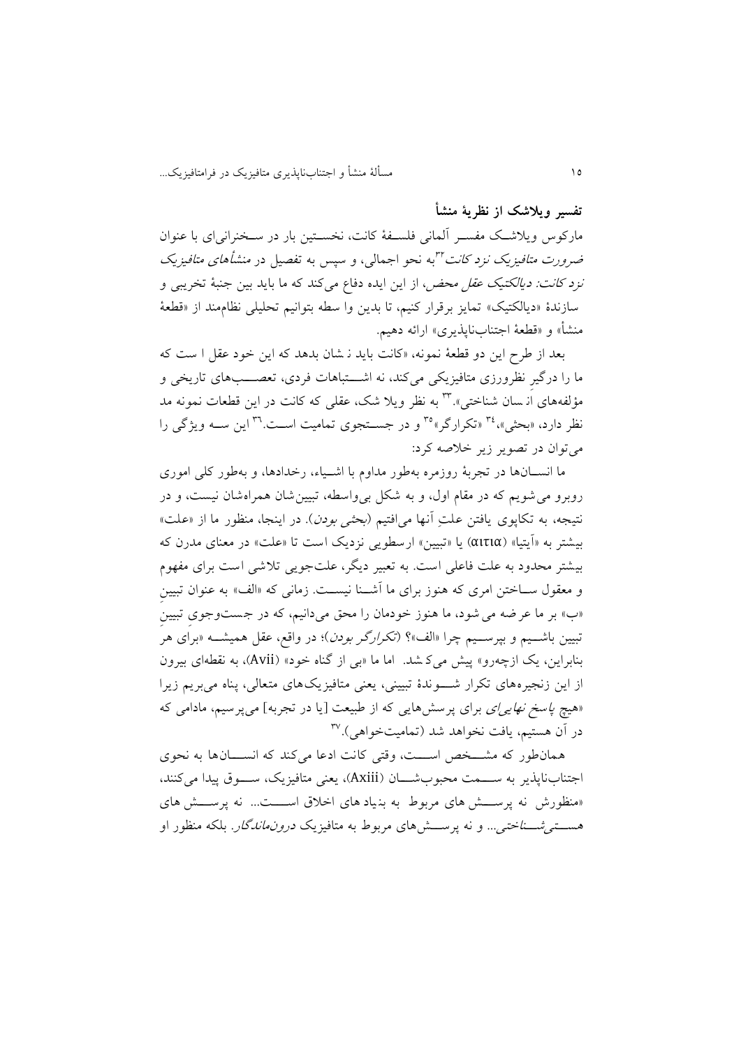## تفسیر ویلاشک از نظریهٔ منشأ

مارکوس ویلاشــک مفســر آلمانی فلســفهٔ کانت، نخســتین بار در ســخنرانی‌ای با عنوان *ضرورت متافیزیک نزد کانت*[32]به نحو اجمالی، و سپس به تفصیل در *منشأهای متافیزیک نزد کانت: دیالکتیک عقل محض*، از این ایده دفاع می‌کند که ما باید بین جنبهٔ تخریبی و سازندهٔ «دیالکتیک» تمایز برقرار کنیم، تا بدین وا سطه بتوانیم تحلیلی نظام‌مند از «قطعهٔ منشأ» و «قطعهٔ اجتناب‌ناپذیری» ارائه دهیم.

بعد از طرح این دو قطعهٔ نمونه، «کانت باید نشان بدهد که این خود عقل است که ما را درگیر نظرورزی متافیزیکی می‌کند، نه اشــتباهات فردی، تعصــب‌های تاریخی و مؤلفه‌های انسان شناختی».[33] به نظر ویلاشک، عقلی که کانت در این قطعات نمونه مد نظر دارد، «بحثی»،[34] «تکرارگر»[35] و در جســتجوی تمامیت اســت.[36] این ســه ویژگی را می‌توان در تصویر زیر خلاصه کرد:

ما انســان‌ها در تجربهٔ روزمره به‌طور مداوم با اشــیاء، رخدادها، و به‌طور کلی اموری روبرو می‌شویم که در مقام اول، و به شکل بی‌واسطه، تبیین‌شان همراه‌شان نیست، و در نتیجه، به تکاپوی یافتن علتِ آنها می‌افتیم (*بحثی بودن*). در اینجا، منظور ما از «علت» بیشتر به «آیتیا» (αιτια) یا «تبیین» ارسطویی نزدیک است تا «علت» در معنای مدرن که بیشتر محدود به علت فاعلی است. به تعبیر دیگر، علت‌جویی تلاشی است برای مفهوم و معقول ســاختن امری که هنوز برای ما آشــنا نیســت. زمانی که «الف» به عنوان تبیینِ «ب» بر ما عرضه می‌شود، ما هنوز خودمان را محق می‌دانیم، که در جست‌وجوی تبیینِ تبیین باشــیم و بپرســیم چرا «الف»؟ (*تکرارگر بودن*)؛ در واقع، عقل همیشــه «برای هر بنابراین، یک ازچه‌رو» پیش می‌کشد. اما ما «بی از گناه خود» (Avii)، به نقطه‌ای بیرون از این زنجیره‌های تکرار شــوندهٔ تبیینی، یعنی متافیزیک‌های متعالی، پناه می‌بریم زیرا «هیچ *پاسخ نهایی‌ای* برای پرسش‌هایی که از طبیعت [یا در تجربه] می‌پرسیم، مادامی که در آن هستیم، یافت نخواهد شد (تمامیت‌خواهی).[37]

همان‌طور که مشــخص اســت، وقتی کانت ادعا می‌کند که انســان‌ها به نحوی اجتناب‌ناپذیر به ســمت محبوب‌شــان (Axiii)، یعنی متافیزیک، ســوق پیدا می‌کنند، «منظورش نه پرســش‌های مربوط به بنیادهای اخلاق اســت... نه پرســش‌های *هســتی‌شــناختی*... و نه پرســش‌های مربوط به متافیزیک *درون‌ماندگار*. بلکه منظور او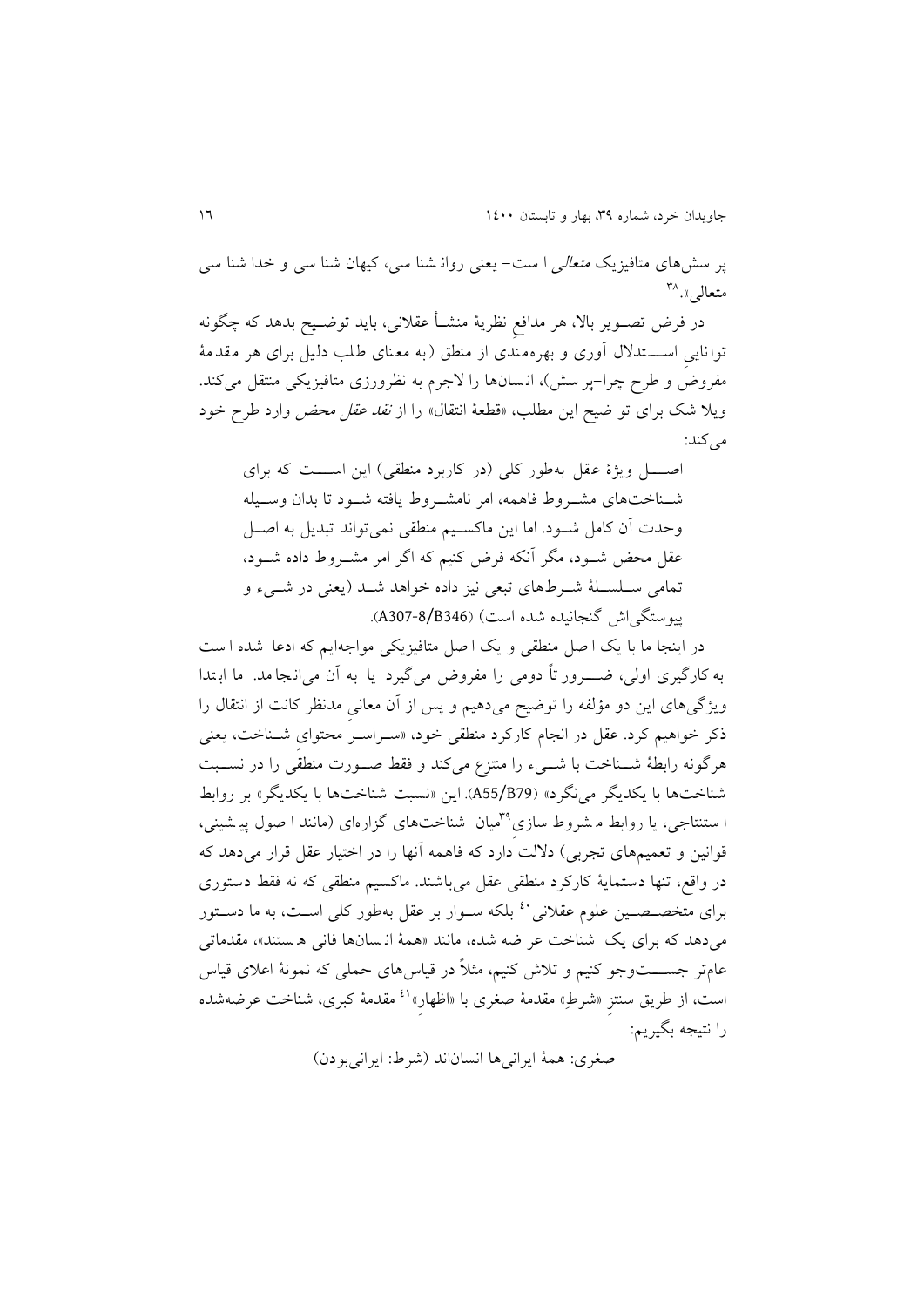پرسش‌های متافیزیک *متعالی* است- یعنی روان‌شناسی، کیهان‌شناسی و خداشناسی متعالی».[38]

در فرض تصویر بالا، هر مدافع نظریهٔ منشأ عقلانی، باید توضیح بدهد که چگونه توانایی استدلال‌آوری و بهره‌مندی از منطق (به معنای طلب دلیل برای هر مقدمهٔ مفروض و طرح چرا-پرسش)، انسان‌ها را لاجرم به نظرورزی متافیزیکی منتقل می‌کند. ویلا شک برای توضیح این مطلب، «قطعهٔ انتقال» را از *نقد عقل محض* وارد طرح خود می‌کند:

> اصل ویژهٔ عقل به‌طور کلی (در کاربرد منطقی) این است که برای شناخت‌های مشروط فاهمه، امر نامشروط یافته شود تا بدان وسیله وحدت آن کامل شود. اما این ماکسیم منطقی نمی‌تواند تبدیل به اصل عقل محض شود، مگر آنکه فرض کنیم که اگر امر مشروط داده شود، تمامی سلسلهٔ شرط‌های تبعی نیز داده خواهد شد (یعنی در شیء و پیوستگی‌اش گنجانیده شده است) (A307-8/B346).

در اینجا ما با یک اصل منطقی و یک اصل متافیزیکی مواجه‌ایم که ادعا شده است به‌کارگیری اولی، ضرورتاً دومی را مفروض می‌گیرد یا به آن می‌انجامد. ما ابتدا ویژگی‌های این دو مؤلفه را توضیح می‌دهیم و پس از آن معانی مدنظر کانت از انتقال را ذکر خواهیم کرد. عقل در انجام کارکرد منطقی خود، «سراسر محتوای شناخت، یعنی هرگونه رابطهٔ شناخت با شیء را منتزع می‌کند و فقط صورت منطقی را در نسبت شناخت‌ها با یکدیگر می‌نگرد» (A55/B79). این «نسبت شناخت‌ها با یکدیگر» بر روابط استنتاجی، یا روابط مشروط‌سازی[39] میان شناخت‌های گزاره‌ای (مانند اصول پیشینی، قوانین و تعمیم‌های تجربی) دلالت دارد که فاهمه آنها را در اختیار عقل قرار می‌دهد که در واقع، تنها دستمایهٔ کارکرد منطقی عقل می‌باشند. ماکسیم منطقی که نه فقط دستوری برای متخصصین علوم عقلانی[40] بلکه سوار بر عقل به‌طور کلی است، به ما دستور می‌دهد که برای یک شناخت عرضه شده، مانند «همهٔ انسان‌ها فانی هستند»، مقدماتی عام‌تر جستجو کنیم و تلاش کنیم، مثلاً در قیاس‌های حملی که نمونهٔ اعلای قیاس است، از طریق سنتز «شرطِ» مقدمهٔ صغری با «اظهارِ»[41] مقدمهٔ کبری، شناخت عرضه‌شده را نتیجه بگیریم:

صغری: همهٔ ایرانی‌ها انسان‌اند (شرط: ایرانی‌بودن)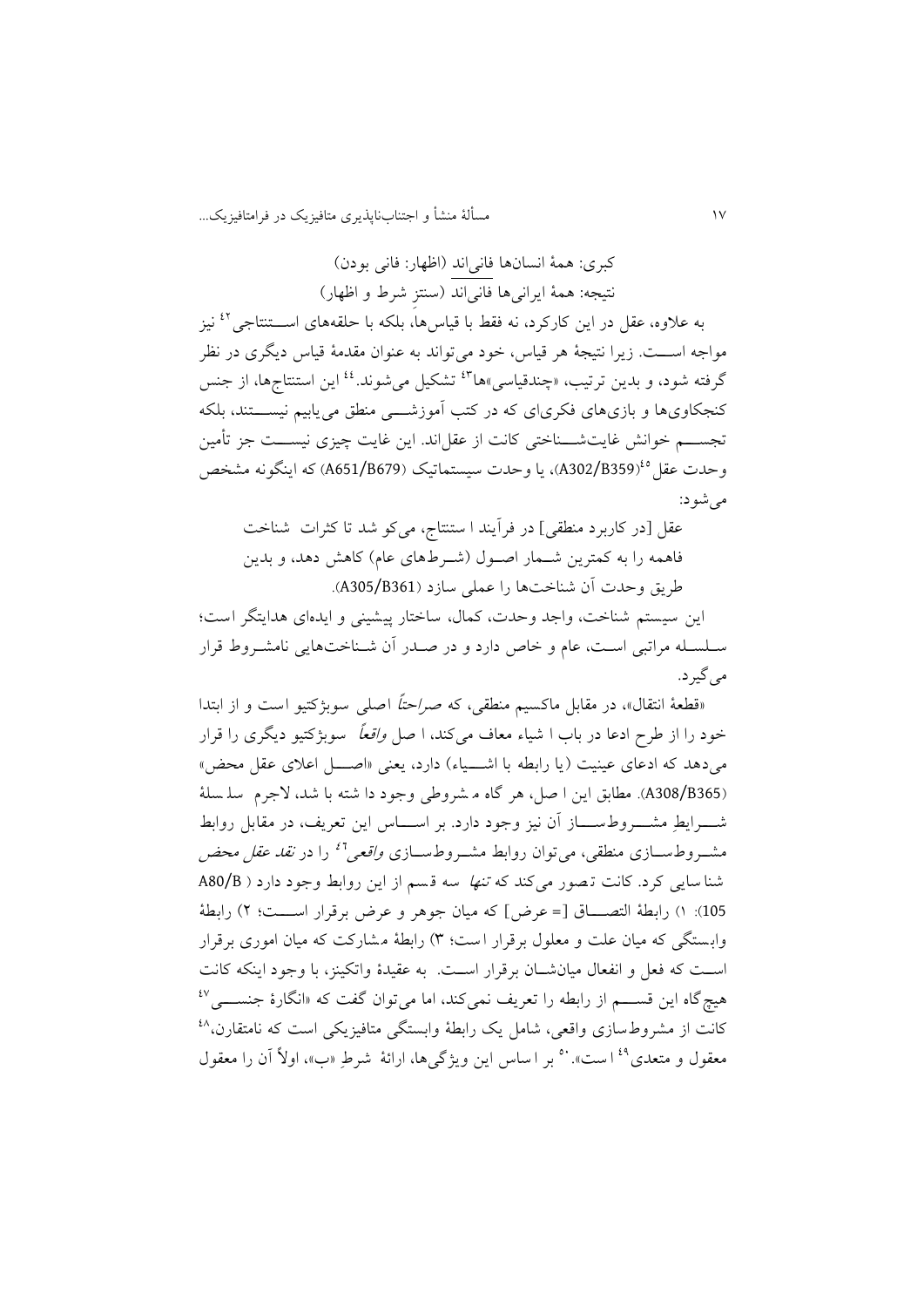کبری: همهٔ انسان‌ها فانی‌اند (اظهار: فانی بودن)

نتیجه: همهٔ ایرانی‌ها فانی‌اند (سنتزِ شرط و اظهار)

به علاوه، عقل در این کارکرد، نه فقط با قیاس‌ها، بلکه با حلقه‌های استنتاجی[42] نیز مواجه است. زیرا نتیجهٔ هر قیاس، خود می‌تواند به عنوان مقدمهٔ قیاس دیگری در نظر گرفته شود، و بدین ترتیب، «چندقیاسی»ها[43] تشکیل می‌شوند.[44] این استنتاج‌ها، از جنس کنجکاوی‌ها و بازی‌های فکری‌ای که در کتب آموزشی منطق می‌یابیم نیستند، بلکه تجسم خوانش غایت‌شناختی کانت از عقل‌اند. این غایت چیزی نیست جز تأمین وحدت عقل[45](A302/B359)، یا وحدت سیستماتیک (A651/B679) که اینگونه مشخص می‌شود:

> عقل [در کاربرد منطقی] در فرآیند استنتاج، می‌کوشد تا کثرات شناخت فاهمه را به کمترین شمار اصول (شرط‌های عام) کاهش دهد، و بدین طریق وحدت آن شناخت‌ها را عملی سازد (A305/B361).

این سیستم شناخت، واجد وحدت، کمال، ساختار پیشینی و ایده‌ای هدایتگر است؛ سلسله مراتبی است، عام و خاص دارد و در صدر آن شناخت‌هایی نامشروط قرار می‌گیرد.

«قطعهٔ انتقال»، در مقابل ماکسیم منطقی، که *صراحتاً* اصلی سوبژکتیو است و از ابتدا خود را از طرح ادعا در باب اشیاء معاف می‌کند، اصل *واقعاً* سوبژکتیو دیگری را قرار می‌دهد که ادعای عینیت (یا رابطه با اشیاء) دارد، یعنی «اصل اعلای عقل محض» (A308/B365). مطابق این اصل، هرگاه مشروطی وجود داشته باشد، لاجرم سلسلهٔ شرایطِ مشروط‌ساز آن نیز وجود دارد. بر اساس این تعریف، در مقابل روابط مشروط‌سازی منطقی، می‌توان روابط مشروط‌سازی *واقعی*[46] را در *نقد عقل محض* شناسایی کرد. کانت تصور می‌کند که *تنها* سه قسم از این روابط وجود دارد (A80/B 105): ۱) رابطهٔ التصاق [= عرض] که میان جوهر و عرض برقرار است؛ ۲) رابطهٔ وابستگی که میان علت و معلول برقرار است؛ ۳) رابطهٔ مشارکت که میان اموری برقرار است که فعل و انفعال میانشان برقرار است. به عقیدهٔ واتکینز، با وجود اینکه کانت هیچ‌گاه این قسم از رابطه را تعریف نمی‌کند، اما می‌توان گفت که «انگارهٔ جنسی[47] کانت از مشروط‌سازی واقعی، شامل یک رابطهٔ وابستگی متافیزیکی است که نامتقارن،[48] معقول و متعدی[49] است».[50] بر اساس این ویژگی‌ها، ارائهٔ شرطِ «ب»، اولاً آن را معقول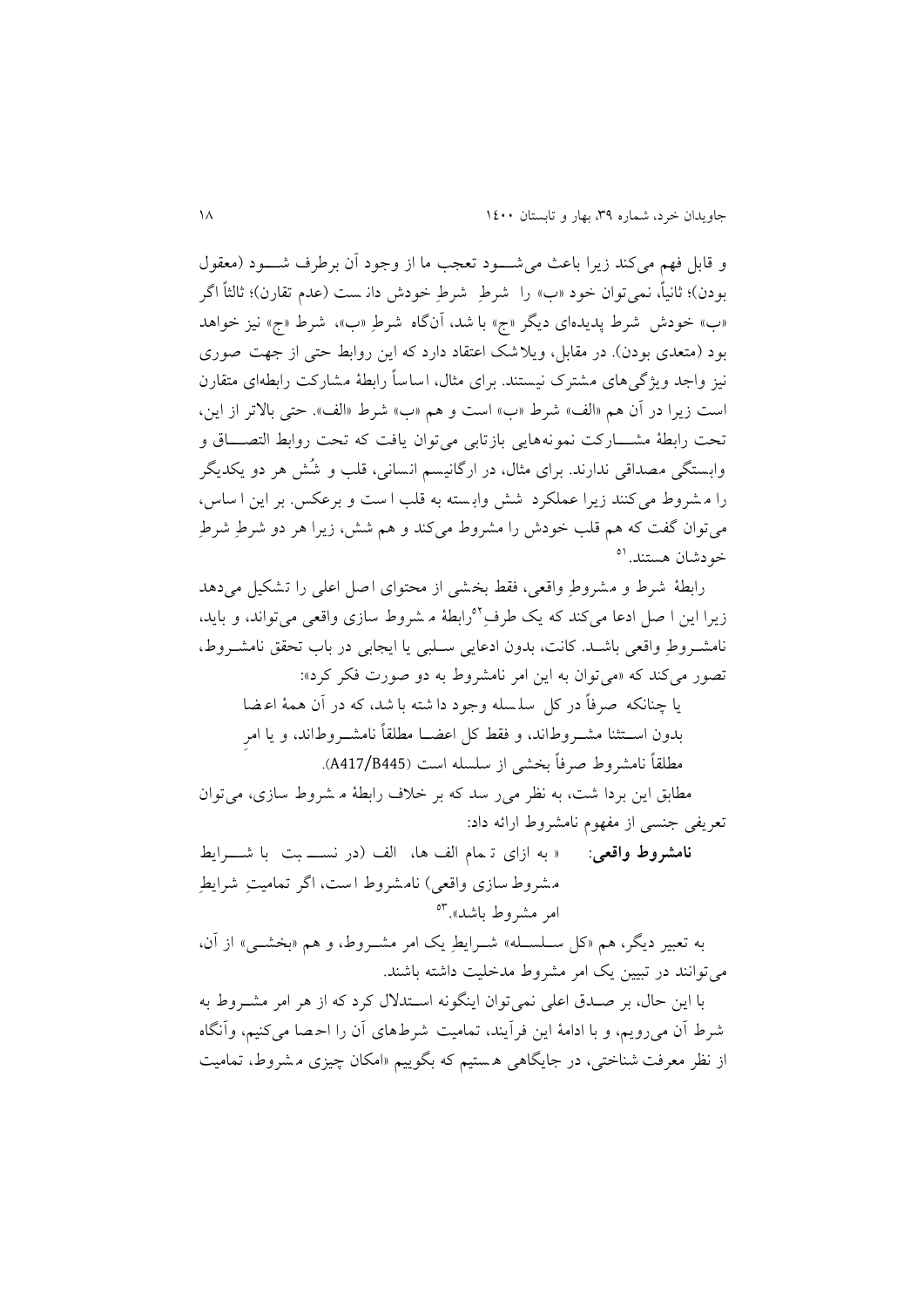و قابل فهم می‌کند زیرا باعث می‌شـــود تعجب ما از وجود آن برطرف شـــود (معقول بودن)؛ ثانیاً، نمی‌توان خود «ب» را شرطِ شرطِ خودش دانست (عدم تقارن)؛ ثالثاً اگر «ب» خودش شرط پدیده‌ای دیگر «ج» باشد، آن‌گاه شرطِ «ب»، شرط «ج» نیز خواهد بود (متعدی بودن). در مقابل، ویلاشک اعتقاد دارد که این روابط حتی از جهت صوری نیز واجد ویژگی‌های مشترک نیستند. برای مثال، اساساً رابطهٔ مشارکت رابطه‌ای متقارن است زیرا در آن هم «الف» شرط «ب» است و هم «ب» شرط «الف». حتی بالاتر از این، تحت رابطهٔ مشـــارکت نمونه‌هایی بازتابی می‌توان یافت که تحت روابط التصـــاق و وابستگی مصداقی ندارند. برای مثال، در ارگانیسم انسانی، قلب و شُش هر دو یکدیگر را مشروط می‌کنند زیرا عملکرد شش وابسته به قلب است و برعکس. بر این اساس، می‌توان گفت که هم قلب خودش را مشروط می‌کند و هم شش، زیرا هر دو شرطِ شرطِ خودشان هستند.[51]

رابطهٔ شرط و مشروطِ واقعی، فقط بخشی از محتوای اصل اعلی را تشکیل می‌دهد زیرا این اصل ادعا می‌کند که یک طرفِ[52] رابطهٔ مشروط سازی واقعی می‌تواند، و باید، نامشـروطِ واقعی باشـد. کانت، بدون ادعایی سـلبی یا ایجابی در باب تحقق نامشـروط، تصور می‌کند که «می‌توان به این امر نامشروط به دو صورت فکر کرد»:

> یا چنانکه صرفاً در کل سلسله وجود داشته باشد، که در آن همهٔ اعضا بدون اسـتثنا مشـروطاند، و فقط کل اعضـا مطلقاً نامشـروطاند، و یا امرِ مطلقاً نامشروط صرفاً بخشی از سلسله است (A417/B445).

مطابق این برداشت، به نظر می‌رسد بر خلاف رابطهٔ مشروط سازی، می‌توان تعریفی جنسی از مفهوم نامشروط ارائه داد:

> **نامشروط واقعی**: «به ازای تمام الف ها، الف (در نســبت با شــرایط مشروط سازی واقعی) نامشروط است، اگر تمامیتِ شرایطِ امر مشروط باشد».[53]

به تعبیر دیگر، هم «کل سـلسـله» شـرایطِ یک امر مشـروط، و هم «بخشـی» از آن، می‌توانند در تبیین یک امر مشروط مدخلیت داشته باشند.

با این حال، بر صـدق اعلی نمی‌توان اینگونه اسـتدلال کرد که از هر امر مشـروط به شرط آن می‌رویم، و با ادامهٔ این فرآیند، تمامیت شرطهای آن را احصا می‌کنیم، وآنگاه از نظر معرفت شناختی، در جایگاهی هستیم که بگوییم «امکان چیزی مشروط، تمامیت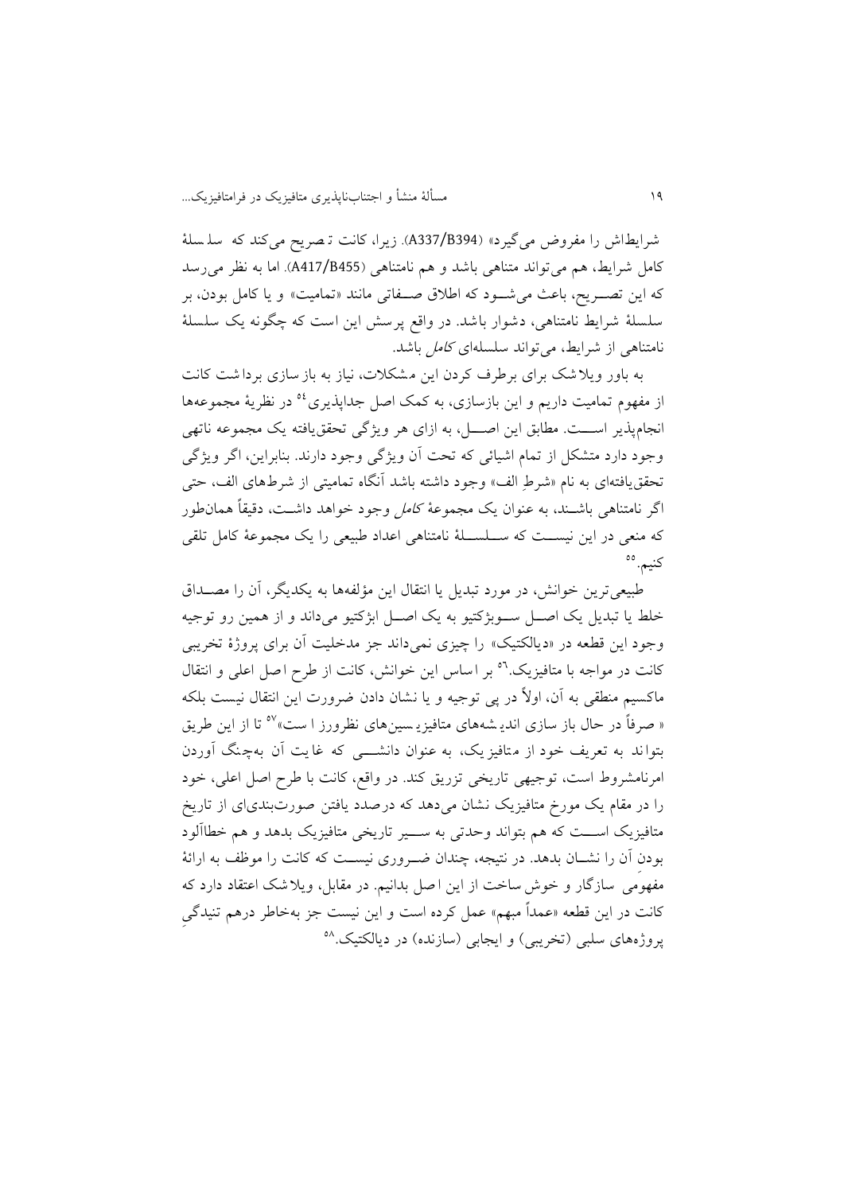شرایطاش را مفروض می‌گیرد» (A337/B394). زیرا، کانت تصریح می‌کند که سلسلهٔ کامل شرایط، هم می‌تواند متناهی باشد و هم نامتناهی (A417/B455). اما به نظر می‌رسد که این تصریح، باعث می‌شود که اطلاق صفاتی مانند «تمامیت» و یا کامل بودن، بر سلسلهٔ شرایط نامتناهی، دشوار باشد. در واقع پرسش این است که چگونه یک سلسلهٔ نامتناهی از شرایط، می‌تواند سلسله‌ای *کامل* باشد.

به باور ویلاشک برای برطرف کردن این مشکلات، نیاز به بازسازی برداشت کانت از مفهوم تمامیت داریم و این بازسازی، به کمک اصل جداپذیری[54] در نظریهٔ مجموعه‌ها انجام‌پذیر است. مطابق این اصل، به ازای هر ویژگی تحقق‌یافته یک مجموعه ناتهی وجود دارد متشکل از تمام اشیائی که تحت آن ویژگی وجود دارند. بنابراین، اگر ویژگی تحقق‌یافته‌ای به نام «شرطِ الف» وجود داشته باشد آنگاه تمامیتی از شرط‌های الف، حتی اگر نامتناهی باشند، به عنوان یک مجموعهٔ *کامل* وجود خواهد داشت، دقیقاً همان‌طور که منعی در این نیست که سلسلهٔ نامتناهی اعداد طبیعی را یک مجموعهٔ کامل تلقی کنیم.[55]

طبیعی‌ترین خوانش، در مورد تبدیل یا انتقال این مؤلفه‌ها به یکدیگر، آن را مصداق خلط یا تبدیل یک اصل سوبژکتیو به یک اصل ابژکتیو می‌داند و از همین رو توجیه وجود این قطعه در «دیالکتیک» را چیزی نمی‌داند جز مدخلیت آن برای پروژهٔ تخریبی کانت در مواجه با متافیزیک.[56] بر اساس این خوانش، کانت از طرح اصل اعلی و انتقال ماکسیم منطقی به آن، اولاً در پی توجیه و یا نشان دادن ضرورت این انتقال نیست بلکه «صرفاً در حال بازسازی اندیشه‌های متافیزیسین‌های نظرورز است»[57] تا از این طریق بتواند به تعریف خود از متافیزیک، به عنوان دانشی که غایت آن به‌چنگ آوردن امرنامشروط است، توجیهی تاریخی تزریق کند. در واقع، کانت با طرح اصل اعلی، خود را در مقام یک مورخ متافیزیک نشان می‌دهد که درصدد یافتن صورت‌بندی‌ای از تاریخ متافیزیک است که هم بتواند وحدتی به سیر تاریخی متافیزیک بدهد و هم خطاآلود بودنِ آن را نشان بدهد. در نتیجه، چندان ضروری نیست که کانت را موظف به ارائهٔ مفهومی سازگار و خوش‌ساخت از این اصل بدانیم. در مقابل، ویلاشک اعتقاد دارد که کانت در این قطعه «عمداً مبهم» عمل کرده است و این نیست جز به‌خاطر درهم تنیدگیِ پروژه‌های سلبی (تخریبی) و ایجابی (سازنده) در دیالکتیک.[58]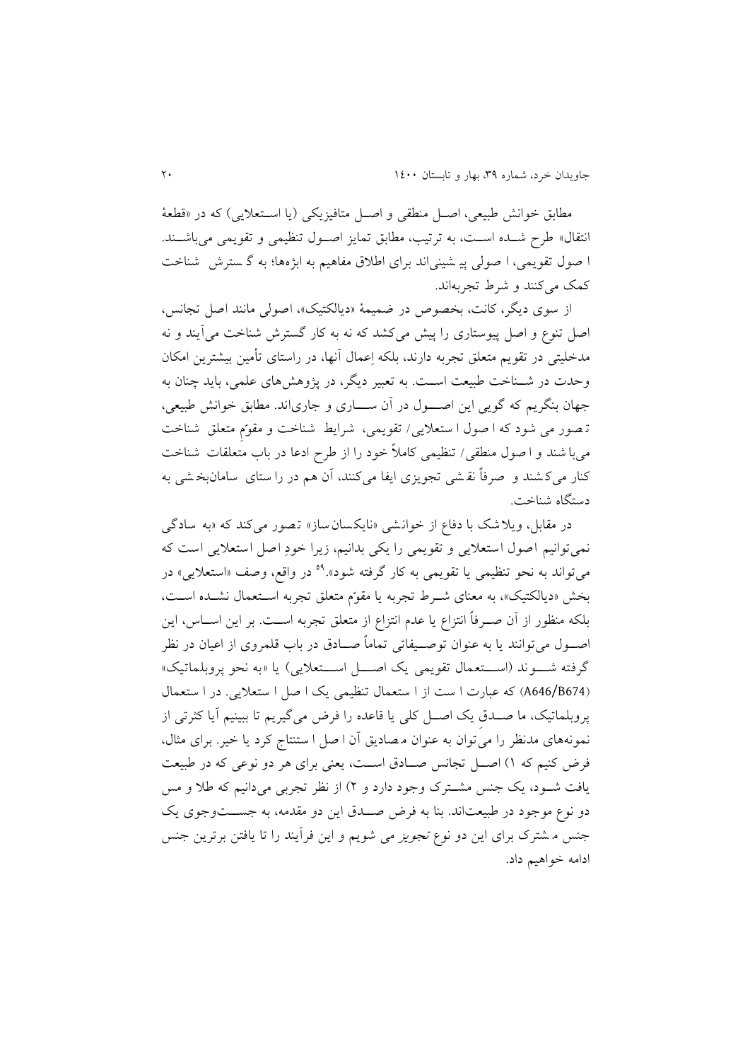مطابق خوانش طبیعی، اصل منطقی و اصل متافیزیکی (یا استعلایی) که در «قطعهٔ انتقال» طرح شده است، به ترتیب، مطابق تمایز اصول تنظیمی و تقویمی می‌باشند. اصول تقویمی، اصولی پیشینی‌اند برای اطلاق مفاهیم به ابژه‌ها؛ به گسترش شناخت کمک می‌کنند و شرط تجربه‌اند.

از سوی دیگر، کانت، بخصوص در ضمیمهٔ «دیالکتیک»، اصولی مانند اصل تجانس، اصل تنوع و اصل پیوستاری را پیش می‌کشد که نه به کار گسترش شناخت می‌آیند و نه مدخلیتی در تقویم متعلق تجربه دارند، بلکه اِعمال آنها، در راستای تأمین بیشترین امکان وحدت در شناخت طبیعت است. به تعبیر دیگر، در پژوهش‌های علمی، باید چنان به جهان بنگریم که گویی این اصول در آن ساری و جاری‌اند. مطابق خوانش طبیعی، تصور می شود که اصول استعلایی/ تقویمی، شرایط شناخت و مقوّمِ متعلق شناخت می‌باشند و اصول منطقی/ تنظیمی کاملاً خود را از طرح ادعا در باب متعلقات شناخت کنار می‌کشند و صرفاً نقشی تجویزی ایفا می‌کنند، آن هم در راستای سامان‌بخشی به دستگاه شناخت.

در مقابل، ویلاشک با دفاع از خوانشی «نایکسان‌ساز» تصور می‌کند که «به سادگی نمی‌توانیم اصول استعلایی و تقویمی را یکی بدانیم، زیرا خودِ اصل استعلایی است که می‌تواند به نحو تنظیمی یا تقویمی به کار گرفته شود».[59] در واقع، وصف «استعلایی» در بخش «دیالکتیک»، به معنای شرط تجربه یا مقوّم متعلق تجربه استعمال نشده است، بلکه منظور از آن صرفاً انتزاع یا عدم انتزاع از متعلق تجربه است. بر این اساس، این اصول می‌توانند یا به عنوان توصیفاتی تماماً صادق در باب قلمروی از اعیان در نظر گرفته شوند (استعمال تقویمی یک اصل استعلایی) یا «به نحو پروبلماتیک» (A646/B674) که عبارت است از استعمال تنظیمی یک اصل استعلایی. در استعمال پروبلماتیک، ما صدق یک اصل کلی یا قاعده را فرض می‌گیریم تا ببینیم آیا کثرتی از نمونه‌های مدنظر را می‌توان به عنوان مصادیق آن اصل استنتاج کرد یا خیر. برای مثال، فرض کنیم که ۱) اصل تجانس صادق است، یعنی برای هر دو نوعی که در طبیعت یافت شود، یک جنس مشترک وجود دارد و ۲) از نظر تجربی می‌دانیم که طلا و مس دو نوع موجود در طبیعت‌اند. بنا به فرض صدق این دو مقدمه، به جست‌وجوی یک جنس مشترک برای این دو نوع تجویز می شویم و این فرآیند را تا یافتن برترین جنس ادامه خواهیم داد.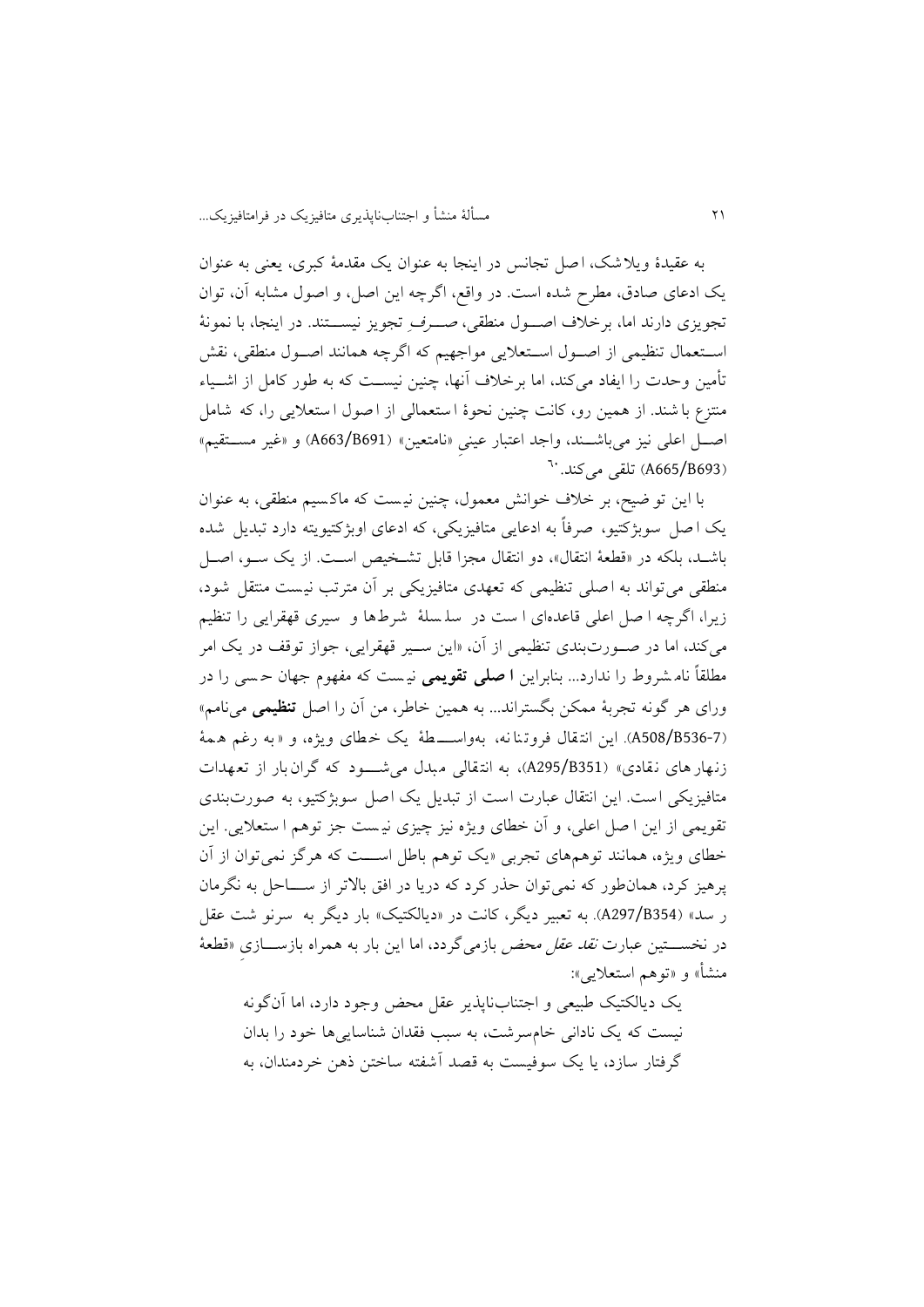به عقیدۀ ویلاشک، اصل تجانس در اینجا به عنوان یک مقدمۀ کبری، یعنی به عنوان یک ادعای صادق، مطرح شده است. در واقع، اگرچه این اصل، و اصول مشابه آن، توان تجویزی دارند اما، برخلاف اصـول منطقی، صـرفِ تجویز نیسـتند. در اینجا، با نمونۀ اسـتعمال تنظیمی از اصـول اسـتعلایی مواجهیم که اگرچه همانند اصـول منطقی، نقش تأمین وحدت را ایفاد می‌کند، اما برخلاف آنها، چنین نیسـت که به طور کامل از اشـیاء منتزع باشند. از همین رو، کانت چنین نحوۀ استعمالی از اصول استعلایی را، که شامل اصـل اعلی نیز می‌باشـند، واجد اعتبار عینیِ «نامتعین» (A663/B691) و «غیر مسـتقیم» (A665/B693) تلقی می‌کند.[60]

با این توضیح، بر خلاف خوانش معمول، چنین نیست که ماکسیم منطقی، به عنوان یک اصل سوبژکتیو، صرفاً به ادعایی متافیزیکی، که ادعای اوبژکتیویته دارد تبدیل شده باشـد، بلکه در «قطعۀ انتقال»، دو انتقال مجزا قابل تشـخیص اسـت. از یک سـو، اصـل منطقی می‌تواند به اصلی تنظیمی که تعهدی متافیزیکی بر آن مترتب نیست منتقل شود، زیرا، اگرچه اصل اعلی قاعده‌ای است در سلسلۀ شرطها و سیری قهقرایی را تنظیم می‌کند، اما در صـورت‌بندی تنظیمی از آن، «این سـیر قهقرایی، جواز توقف در یک امر مطلقاً نامشروط را ندارد... بنابراین **اصلی تقویمی** نیست که مفهوم جهان حسی را در ورای هر گونه تجربۀ ممکن بگستراند... به همین خاطر، من آن را اصل **تنظیمی** می‌نامم» (A508/B536-7). این انتقال فروتنانه، بواسـطۀ یک خطای ویژه، و «به رغم همۀ زنهارهای نقادی» (A295/B351)، به انتقالی مبدل می‌شـود که گرانبار از تعهدات متافیزیکی است. این انتقال عبارت است از تبدیل یک اصل سوبژکتیو، به صورت‌بندی تقویمی از این اصل اعلی، و آن خطای ویژه نیز چیزی نیست جز توهم استعلایی. این خطای ویژه، همانند توهم‌های تجربی «یک توهم باطل اسـت که هرگز نمی‌توان از آن پرهیز کرد، همان‌طور که نمی‌توان حذر کرد که دریا در افق بالاتر از سـاحل به نگرمان رسد» (A297/B354). به تعبیر دیگر، کانت در «دیالکتیک» بار دیگر به سرنوشت عقل در نخسـتین عبارت *نقد عقل محض* بازمی‌گردد، اما این بار به همراه بازسـازی «قطعۀ منشأ» و «توهم استعلایی»:

> یک دیالکتیک طبیعی و اجتناب‌ناپذیر عقل محض وجود دارد، اما آن‌گونه نیست که یک نادانی خام‌سرشت، به سبب فقدان شناسایی‌ها خود را بدان گرفتار سازد، یا یک سوفیست به قصد آشفته ساختن ذهن خردمندان، به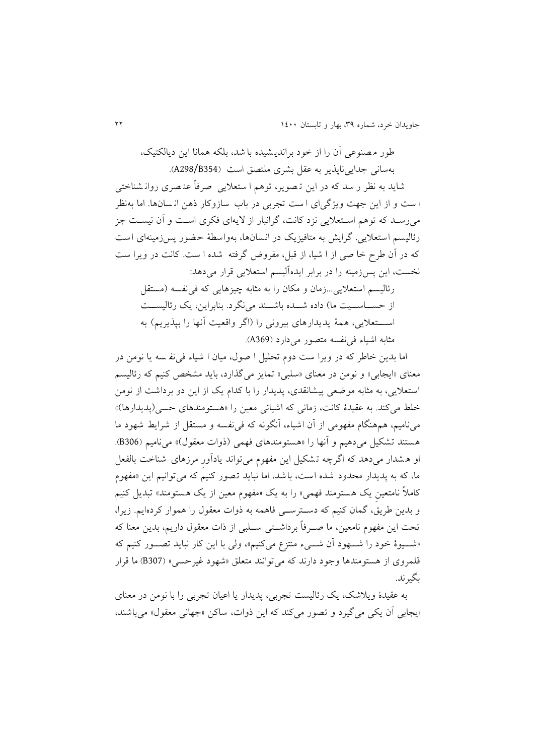طور مصنوعی آن را از خود براندیشیده باشد، بلکه همانا این دیالکتیک، به‌سانی جدایی‌ناپذیر به عقل بشری ملتصق است (A298/B354).

شاید به نظر رسد که در این تصویر، توهم استعلایی صرفاً عنصری روانشناختی است و از این جهت ویژگی‌ای است تجربی در باب سازوکار ذهن انسان‌ها. اما به‌نظر می‌رسد که توهم استعلایی نزد کانت، گرانبار از لایه‌ای فکری است و آن نیست جز رئالیسم استعلایی. گرایش به متافیزیک در انسان‌ها، به‌واسطهٔ حضور پس‌زمینه‌ای است که در آن طرح خاصی از اشیا، از قبل، مفروض گرفته شده است. کانت در ویراست نخست، این پس‌زمینه را در برابر ایده‌آلیسم استعلایی قرار می‌دهد:

> رئالیسم استعلایی...زمان و مکان را به مثابه چیزهایی که فی‌نفسه (مستقل از حساسیت ما) داده شده باشند می‌نگرد. بنابراین، یک رئالیست استعلایی، همهٔ پدیدارهای بیرونی را (اگر واقعیت آنها را بپذیریم) به مثابه اشیاء فی‌نفسه متصور می‌دارد (A369).

اما بدین خاطر که در ویراست دوم تحلیل اصول، میان اشیاء فی‌نفسه یا نومن در معنای «ایجابی» و نومن در معنای «سلبی» تمایز می‌گذارد، باید مشخص کنیم که رئالیسم استعلایی، به مثابه موضعی پیشانقدی، پدیدار را با کدام یک از این دو برداشت از نومن خلط می‌کند. به عقیدهٔ کانت، زمانی که اشیائی معین را «هستومندهای حسی(پدیدارها)» می‌نامیم، هم‌هنگام مفهومی از آن اشیاء، آنگونه که فی‌نفسه و مستقل از شرایط شهود ما هستند تشکیل می‌دهیم و آنها را «هستومندهای فهمی (ذوات معقول)» می‌نامیم (B306). او هشدار می‌دهد که اگرچه تشکیل این مفهوم می‌تواند یادآور مرزهای شناخت بالفعل ما، که به پدیدار محدود شده است، باشد، اما نباید تصور کنیم که می‌توانیم این «مفهوم کاملاً نامتعینِ یک هستومند فهمی» را به یک «مفهوم معین از یک هستومند» تبدیل کنیم و بدین طریق، گمان کنیم که دسترسی فاهمه به ذوات معقول را هموار کرده‌ایم. زیرا، تحت این مفهوم نامعین، ما صرفاً برداشتی سلبی از ذات معقول داریم، بدین معنا که «شیوهٔ خود را شهود آن شیء منتزع می‌کنیم»، ولی با این کار نباید تصور کنیم که قلمروی از هستومندها وجود دارند که می‌توانند متعلق «شهود غیرحسی» (B307) ما قرار بگیرند.

به عقیدهٔ ویلاشک، یک رئالیست تجربی، پدیدار یا اعیان تجربی را با نومن در معنای ایجابی آن یکی می‌گیرد و تصور می‌کند که این ذوات، ساکن «جهانی معقول» می‌باشند،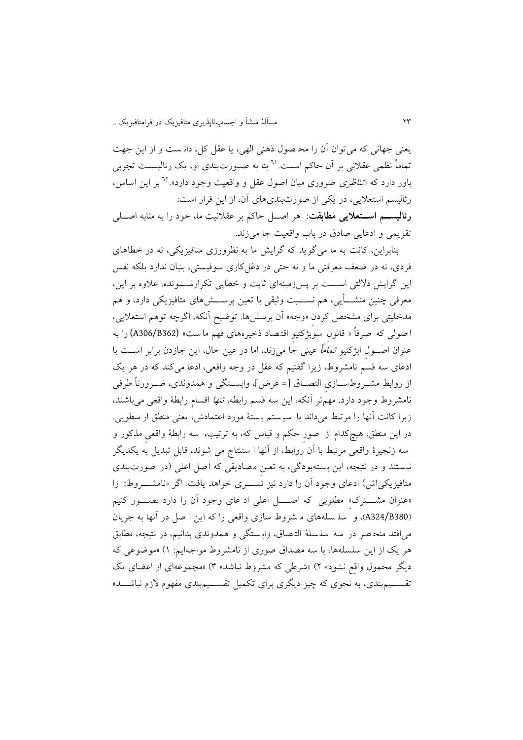یعنی جهانی که می‌توان آن را محصول ذهنی الهی، یا عقل کل، دانست و از این جهت تماماً نظمی عقلانی بر آن حاکم است.[61] بنا به صورت‌بندی او، یک رئالیست تجربی باور دارد که «*تناظری* ضروری میان اصول عقل و واقعیت وجود دارد».[62] بر این اساس، رئالیسم استعلایی، در یکی از صورت‌بندی‌های آن، از این قرار است:

**رئالیسم استعلایی مطابقت**: هر اصل حاکم بر عقلانیت ما، خود را به مثابه اصلی تقویمی و ادعایی صادق در باب واقعیت جا می‌زند.

بنابراین، کانت به ما می‌گوید که گرایش ما به نظرورزی متافیزیکی، نه در خطاهای فردی، نه در ضعف معرفتی ما و نه حتی در دغل‌کاری سوفیستی، بنیان ندارد بلکه نفس این گرایش دلالتی است بر پس‌زمینه‌ای ثابت و خطایی تکرارشونده. علاوه بر این، معرفی چنین منشأیی، هم نسبت وثیقی با تعین پرسش‌های متافیزیکی دارد، و هم مدخلیتی برای مشخص کردن «وجه» آن پرسش‌ها. توضیح آنکه، اگرچه توهم استعلایی، اصولی که صرفاً « قانون سوبژکتیو اقتصاد ذخیره‌های فهم ماست» (A306/B362) را به عنوان اصول ابژکتیو *تماماً* عینی جا می‌زند، اما در عین حال، این جازدن برابر است با ادعای سه قسم نامشروط، زیرا گفتیم که عقل در وجه واقعی، ادعا می‌کند که در هر یک از روابطِ مشروط‌سازیِ التصاق [= عرض]، وابستگی و همدوندی، ضرورتاً طرفی نامشروط وجود دارد. مهم‌تر آنکه، این سه قسم رابطه، *تنها* اقسام رابطهٔ واقعی می‌باشند، زیرا کانت آنها را مرتبط می‌داند با سیستم بستهٔ مورد اعتمادش، یعنی منطق ارسطویی. در این منطق، هیچ‌کدام از صور حکم و قیاس که، به ترتیب، سه رابطهٔ واقعی مذکور و سه زنجیرهٔ واقعی مرتبط با آن روابط، از آنها استنتاج می شوند، قابل تبدیل به یکدیگر نیستند و در نتیجه، این بسته‌بودگی، به تعین مصادیقی که اصل اعلی (در صورت‌بندی متافیزیکی‌اش) ادعای وجود آن را دارد نیز تسری خواهد یافت. اگر «نامشروط» را «عنوان مشترک» مطلوبی که اصل اعلی ادعای وجود آن را دارد تصور کنیم (A324/B380)، و سلسله‌های مشروط سازی واقعی را که این اصل در آنها به جریان می‌افتد منحصر در سه سلسلهٔ التصاق، وابستگی و همدوندی بدانیم، در نتیجه، مطابق هر یک از این سلسله‌ها، با سه مصداق صوری از نامشروط مواجه‌ایم: ۱) «موضوعی که دیگر محمول واقع نشود» ۲) «شرطی که مشروط نباشد» ۳) «مجموعه‌ای از اعضای یک تقسیم‌بندی، به نحوی که چیز دیگری برای تکمیل تقسیم‌بندی مفهوم لازم نباشد»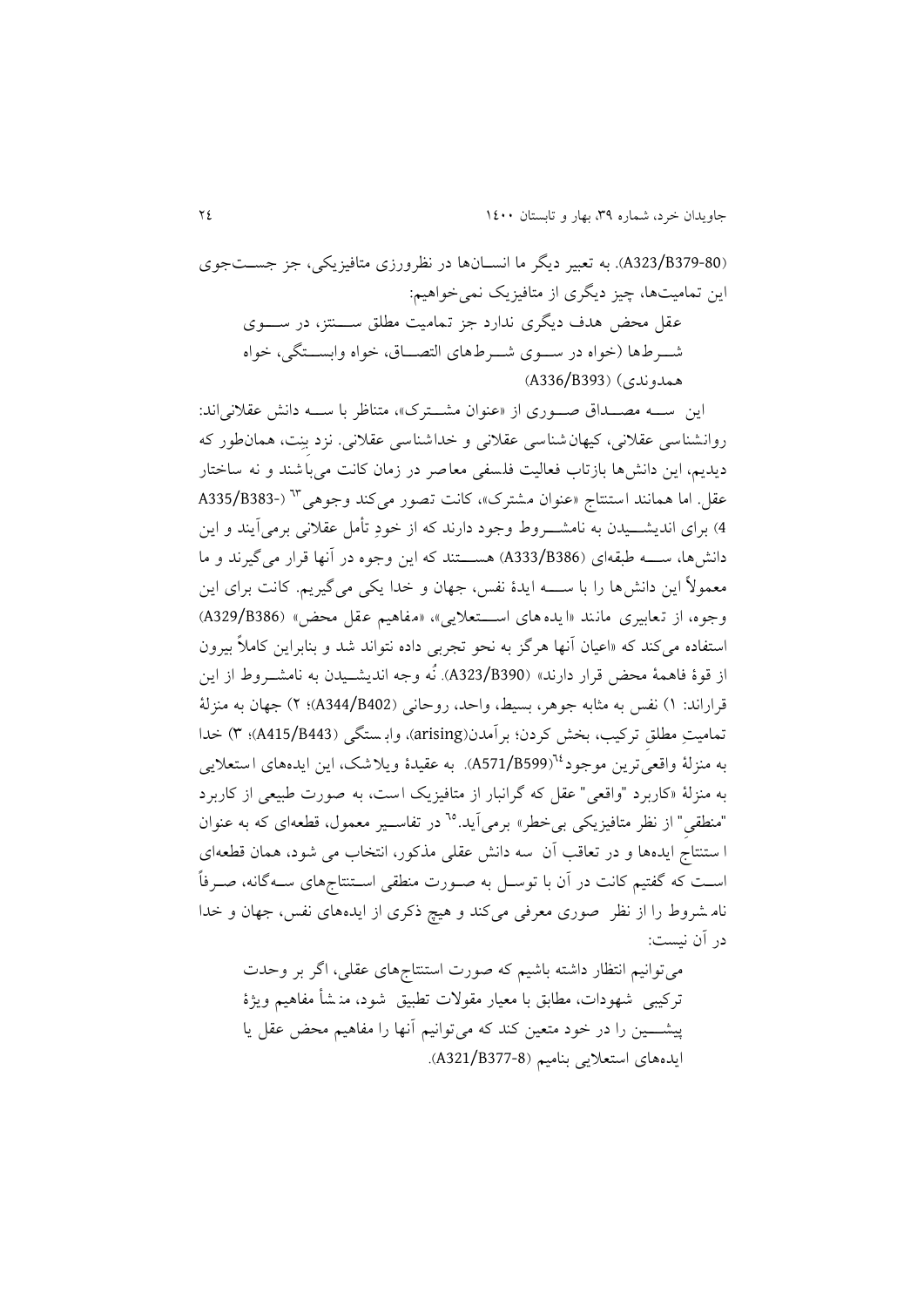(A323/B379-80). به تعبیر دیگر ما انسان‌ها در نظرورزی متافیزیکی، جز جست‌جوی این تمامیت‌ها، چیز دیگری از متافیزیک نمی‌خواهیم:

> عقل محض هدف دیگری ندارد جز تمامیت مطلق سنتز، در سوی شرط‌ها (خواه در سوی شرط‌های التصاق، خواه وابستگی، خواه همدوندی) (A336/B393)

این سه مصداق صوری از «عنوان مشترک»، متناظر با سه دانش عقلانی‌اند: روانشناسی عقلانی، کیهان‌شناسی عقلانی و خداشناسی عقلانی. نزد بنِت، همان‌طور که دیدیم، این دانش‌ها بازتاب فعالیت فلسفی معاصر در زمان کانت می‌باشند و نه ساختار عقل. اما همانند استنتاج «عنوان مشترک»، کانت تصور می‌کند وجوهی[63] (-A335/B383 4) برای اندیشیدن به نامشروط وجود دارند که از خودِ تأمل عقلانی برمی‌آیند و این دانش‌ها، سه طبقه‌ای (A333/B386) هستند که این وجوه در آنها قرار می‌گیرند و ما معمولاً این دانش‌ها را با سه ایدهٔ نفس، جهان و خدا یکی می‌گیریم. کانت برای این وجوه، از تعابیری مانند «ایده‌های استعلایی»، «مفاهیم عقل محض» (A329/B386) استفاده می‌کند که «اعیان آنها هرگز به نحو تجربی داده نتواند شد و بنابراین کاملاً بیرون از قوهٔ فاهمهٔ محض قرار دارند» (A323/B390). نُه وجه اندیشیدن به نامشروط از این قراراند: ۱) نفس به مثابه جوهر، بسیط، واحد، روحانی (A344/B402)؛ ۲) جهان به منزلهٔ تمامیتِ مطلقِ ترکیب، بخش کردن؛ برآمدن(arising)، وابستگی (A415/B443)؛ ۳) خدا به منزلهٔ واقعی‌ترین موجود[64](A571/B599). به عقیدهٔ ویلاشک، این ایده‌های استعلایی به منزلهٔ «کاربرد "واقعی" عقل که گرانبار از متافیزیک است، به صورت طبیعی از کاربرد "منطقیِ" از نظر متافیزیکی بی‌خطر» برمی‌آید.[65] در تفاسیر معمول، قطعه‌ای که به عنوان استنتاجِ ایده‌ها و در تعاقب آن سه دانش عقلی مذکور، انتخاب می شود، همان قطعه‌ای است که گفتیم کانت در آن با توسل به صورت منطقی استنتاج‌های سه‌گانه، صرفاً نامشروط را از نظر صوری معرفی می‌کند و هیچ ذکری از ایده‌های نفس، جهان و خدا در آن نیست:

> می‌توانیم انتظار داشته باشیم که صورت استنتاج‌های عقلی، اگر بر وحدت ترکیبی شهودات، مطابق با معیار مقولات تطبیق شود، منشأ مفاهیم ویژهٔ پیشین را در خود متعین کند که می‌توانیم آنها را مفاهیم محض عقل یا ایده‌های استعلایی بنامیم (A321/B377-8).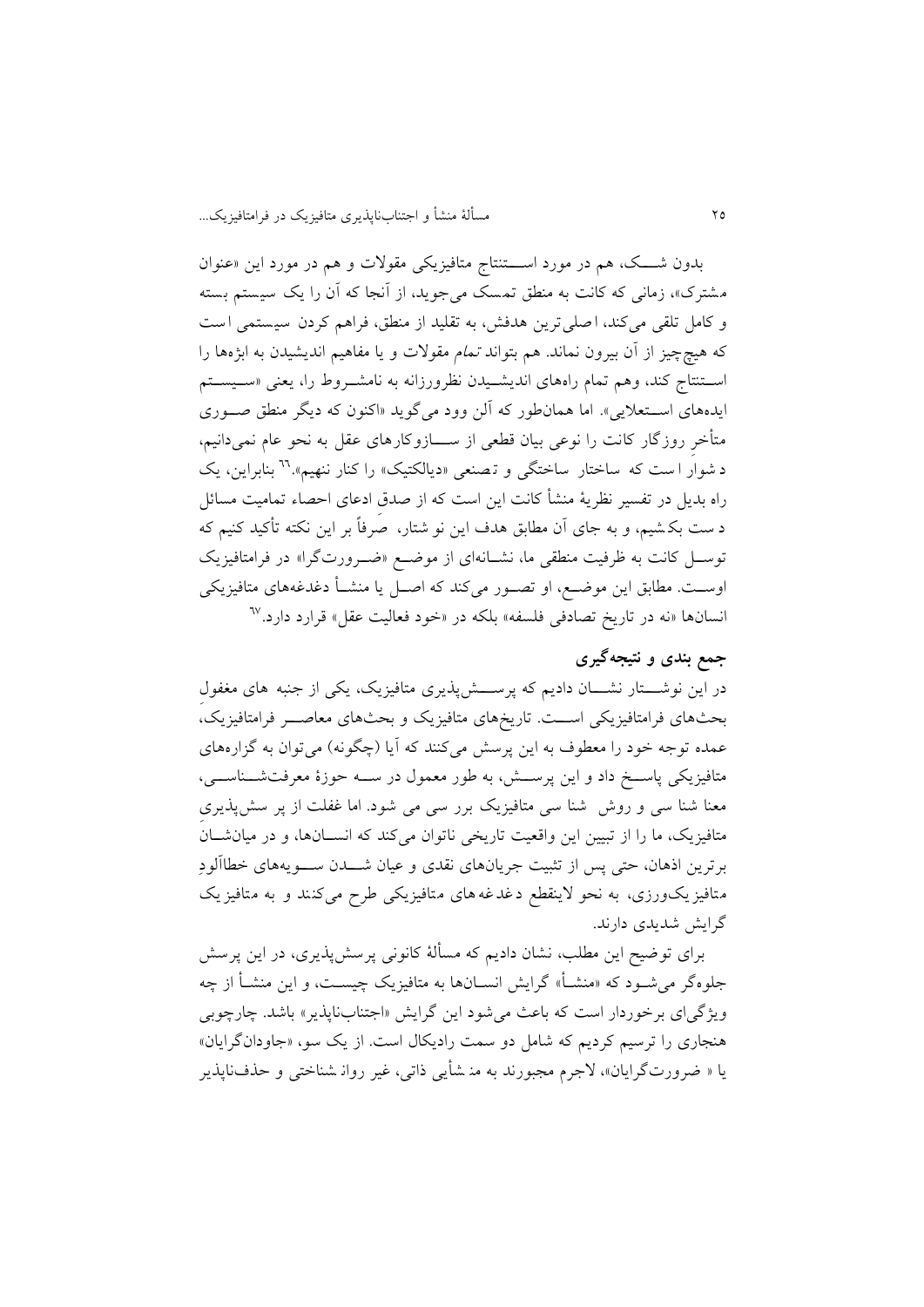بدون شک، هم در مورد استنتاج متافیزیکی مقولات و هم در مورد این «عنوان مشترک»، زمانی که کانت به منطق تمسک می‌جوید، از آنجا که آن را یک سیستم بسته و کامل تلقی می‌کند، اصلی‌ترین هدفش، به تقلید از منطق، فراهم کردن سیستمی است که هیچ‌چیز از آن بیرون نماند. هم بتواند *تمام* مقولات و یا مفاهیم اندیشیدن به ابژه‌ها را استنتاج کند، وهم تمام راه‌های اندیشیدن نظرورزانه به نامشروط را، یعنی «سیستم ایده‌های استعلایی». اما همان‌طور که آلن وود می‌گوید «اکنون که دیگر منطق صوری متأخر روزگار کانت را نوعی بیان قطعی از سازوکارهای عقل به نحو عام نمی‌دانیم، دشوار است که ساختار ساختگی و تصنعی «دیالکتیک» را کنار ننهیم».[66] بنابراین، یک راه بدیل در تفسیر نظریهٔ منشأ کانت این است که از صدق ادعای احصاء تمامیت مسائل دست بکشیم، و به جای آن مطابق هدف این نوشتار، صرفاً بر این نکته تأکید کنیم که توسل کانت به ظرفیت منطقی ما، نشانه‌ای از موضع «ضرورت‌گرا» در فرامتافیزیک اوست. مطابق این موضع، او تصور می‌کند که اصل یا منشأ دغدغه‌های متافیزیکی انسان‌ها «نه در تاریخ تصادفی فلسفه» بلکه در «خود فعالیت عقل» قرارد دارد.[67]

## جمع بندی و نتیجه‌گیری

در این نوشتار نشان دادیم که پرسش‌پذیری متافیزیک، یکی از جنبه های مغفول بحث‌های فرامتافیزیکی است. تاریخ‌های متافیزیک و بحث‌های معاصر فرامتافیزیک، عمده توجه خود را معطوف به این پرسش می‌کنند که آیا (چگونه) می‌توان به گزاره‌های متافیزیکی پاسخ داد و این پرسش، به طور معمول در سه حوزهٔ معرفت‌شناسی، معنا شناسی و روش شناسی متافیزیک برر سی می شود. اما غفلت از پر سش‌پذیری متافیزیک، ما را از تبیین این واقعیت تاریخی ناتوان می‌کند که انسان‌ها، و در میان‌شان برترین اذهان، حتی پس از تثبیت جریان‌های نقدی و عیان شدن سویه‌های خطاآلودِ متافیزیک‌ورزی، به نحو لاینقطع دغدغه‌های متافیزیکی طرح می‌کنند و به متافیزیک گرایش شدیدی دارند.

برای توضیح این مطلب، نشان دادیم که مسألهٔ کانونی پرسش‌پذیری، در این پرسش جلوه‌گر می‌شود که «منشأ» گرایش انسان‌ها به متافیزیک چیست، و این منشأ از چه ویژگی‌ای برخوردار است که باعث می‌شود این گرایش «اجتناب‌ناپذیر» باشد. چارچوبی هنجاری را ترسیم کردیم که شامل دو سمت رادیکال است. از یک سو، «جاودان‌گرایان» یا « ضرورت‌گرایان»، لاجرم مجبورند به منشأیی ذاتی، غیر روان‌شناختی و حذف‌ناپذیر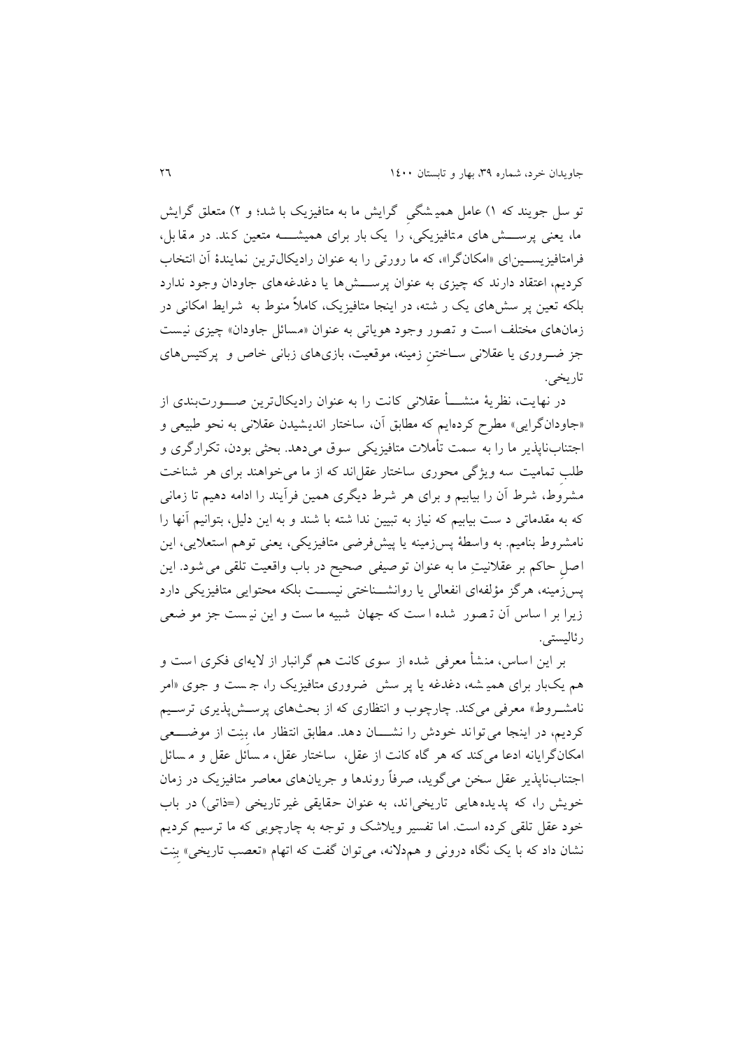توسل جویند که ۱) عامل همیشگیِ گرایش ما به متافیزیک باشد؛ و ۲) متعلق گرایش ما، یعنی پرسش‌های متافیزیکی، را یک بار برای همیشه متعین کند. در مقابل، فرامتافیزیسین‌ای «امکان‌گرا»، که ما رورتی را به عنوان رادیکال‌ترین نمایندهٔ آن انتخاب کردیم، اعتقاد دارند که چیزی به عنوان پرسش‌ها یا دغدغه‌های جاودان وجود ندارد بلکه تعین پرسش‌های یک رشته، در اینجا متافیزیک، کاملاً منوط به شرایط امکانی در زمان‌های مختلف است و تصور وجود هویاتی به عنوان «مسائل جاودان» چیزی نیست جز ضروری یا عقلانی ساختنِ زمینه، موقعیت، بازی‌های زبانی خاص و پرکتیس‌های تاریخی.

در نهایت، نظریهٔ منشأ عقلانی کانت را به عنوان رادیکال‌ترین صورت‌بندی از «جاودان‌گرایی» مطرح کرده‌ایم که مطابق آن، ساختار اندیشیدن عقلانی به نحو طبیعی و اجتناب‌ناپذیر ما را به سمت تأملات متافیزیکی سوق می‌دهد. بحثی بودن، تکرارگری و طلبِ تمامیت سه ویژگی محوری ساختار عقل‌اند که از ما می‌خواهند برای هر شناخت مشروط، شرط آن را بیابیم و برای هر شرط دیگری همین فرآیند را ادامه دهیم تا زمانی که به مقدماتی دست بیابیم که نیاز به تبیین ندا شته با شند و به این دلیل، بتوانیم آنها را نامشروط بنامیم. به واسطهٔ پس‌زمینه یا پیش‌فرضی متافیزیکی، یعنی توهم استعلایی، این اصلِ حاکم بر عقلانیتِ ما به عنوان توصیفی صحیح در باب واقعیت تلقی می‌شود. این پس‌زمینه، هرگز مؤلفه‌ای انفعالی یا روانشناختی نیست بلکه محتوایی متافیزیکی دارد زیرا بر اساس آن تصور شده است که جهان شبیه ما ست و این نیست جز موضعی رئالیستی.

بر این اساس، منشأ معرفی شده از سوی کانت هم گرانبار از لایه‌ای فکری است و هم یک‌بار برای همیشه، دغدغه یا پرسش ضروری متافیزیک را، جستجوی «امر نامشروط» معرفی می‌کند. چارچوب و انتظاری که از بحث‌های پرسش‌پذیری ترسیم کردیم، در اینجا می‌تواند خودش را نشان دهد. مطابق انتظار ما، بنِت از موضعی امکان‌گرایانه ادعا می‌کند که هر گاه کانت از عقل، ساختار عقل، مسائلِ عقل و مسائل اجتناب‌ناپذیر عقل سخن می‌گوید، صرفاً روندها و جریان‌های معاصر متافیزیک در زمان خویش را، که پدیده‌هایی تاریخی‌اند، به عنوان حقایقی غیرتاریخی (=ذاتی) در باب خود عقل تلقی کرده است. اما تفسیر ویلاشک و توجه به چارچوبی که ما ترسیم کردیم نشان داد که با یک نگاه درونی و همدلانه، می‌توان گفت که اتهام «تعصب تاریخی» بنِت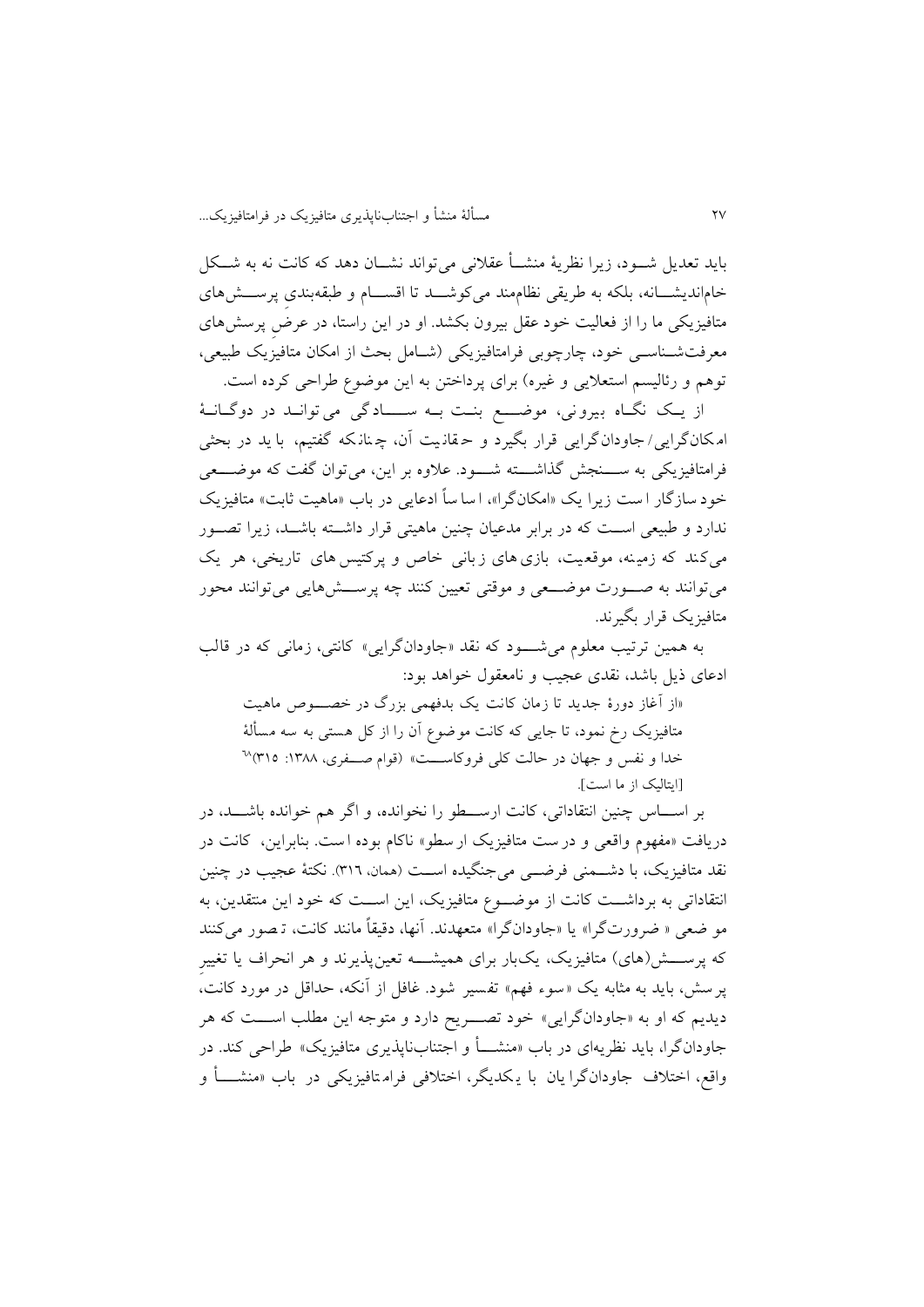باید تعدیل شــود، زیرا نظریهٔ منشــأ عقلانی می‌تواند نشــان دهد که کانت نه به شــکل خام‌اندیشــانه، بلکه به طریقی نظام‌مند می‌کوشــد تا اقســام و طبقه‌بندیِ پرســش‌های متافیزیکی ما را از فعالیت خود عقل بیرون بکشد. او در این راستا، در عرضِ پرسش‌های معرفت‌شــناســی خود، چارچوبی فرامتافیزیکی (شــامل بحث از امکان متافیزیک طبیعی، توهم و رئالیسم استعلایی و غیره) برای پرداختن به این موضوع طراحی کرده است.

از یــک نگــاه بیرونی، موضـــع بنــت بــه ســـادگی می‌توانــد در دوگــانهٔ امکان‌گرایی/ جاودان‌گرایی قرار بگیرد و حقانیت آن، چنانکه گفتیم، باید در بحثی فرامتافیزیکی به ســـنجش گذاشـــته شـــود. علاوه بر این، می‌توان گفت که موضـــعی خود سازگار است زیرا یک «امکان‌گرا»، اساساً ادعایی در باب «ماهیت ثابت» متافیزیک ندارد و طبیعی اســت که در برابر مدعیان چنین ماهیتی قرار داشــته باشــد، زیرا تصــور می‌کند که زمینه، موقعیت، بازی‌های زبانی خاص و پرکتیس‌های تاریخی، هر یک می‌توانند به صـــورت موضـــعی و موقتی تعیین کنند چه پرســـش‌هایی می‌توانند محور متافیزیک قرار بگیرند.

به همین ترتیب معلوم می‌شـــود که نقد «جاودان‌گرایی» کانتی، زمانی که در قالب ادعای ذیل باشد، نقدی عجیب و نامعقول خواهد بود:

> «از آغاز دورهٔ جدید تا زمان کانت یک بدفهمی بزرگ در خصـــوص ماهیت متافیزیک رخ نمود، تا جایی که کانت موضوع آن را از کل هستی به سه مسألهٔ خدا و نفس و جهان در حالت کلی فروکاســـت» (قوام صـــفری، ۱۳۸۸: ۳۱۵)[۶۸] [ایتالیک از ما است].

بر اســـاس چنین انتقاداتی، کانت ارســـطو را نخوانده، و اگر هم خوانده باشـــد، در دریافت «مفهوم واقعی و درست متافیزیک ارسطو» ناکام بوده است. بنابراین، کانت در نقد متافیزیک، با دشـــمنی فرضـــی می‌جنگیده اســـت (همان، ۳۱۶). نکتهٔ عجیب در چنین انتقاداتی به برداشـــت کانت از موضـــوع متافیزیک، این اســـت که خود این منتقدین، به موضعی «ضرورت‌گرا» یا «جاودان‌گرا» متعهدند. آنها، دقیقاً مانند کانت، تصور می‌کنند که پرســـش(های) متافیزیک، یک‌بار برای همیشـــه تعین‌پذیرند و هر انحراف یا تغییرِ پرسش، باید به مثابه یک «سوء فهم» تفسیر شود. غافل از آنکه، حداقل در مورد کانت، دیدیم که او به «جاودان‌گرایی» خود تصـــریح دارد و متوجه این مطلب اســـت که هر جاودان‌گرا، باید نظریه‌ای در باب «منشـــأ و اجتناب‌ناپذیری متافیزیک» طراحی کند. در واقع، اختلاف جاودان‌گرایان با یکدیگر، اختلافی فرامتافیزیکی در باب «منشـــأ و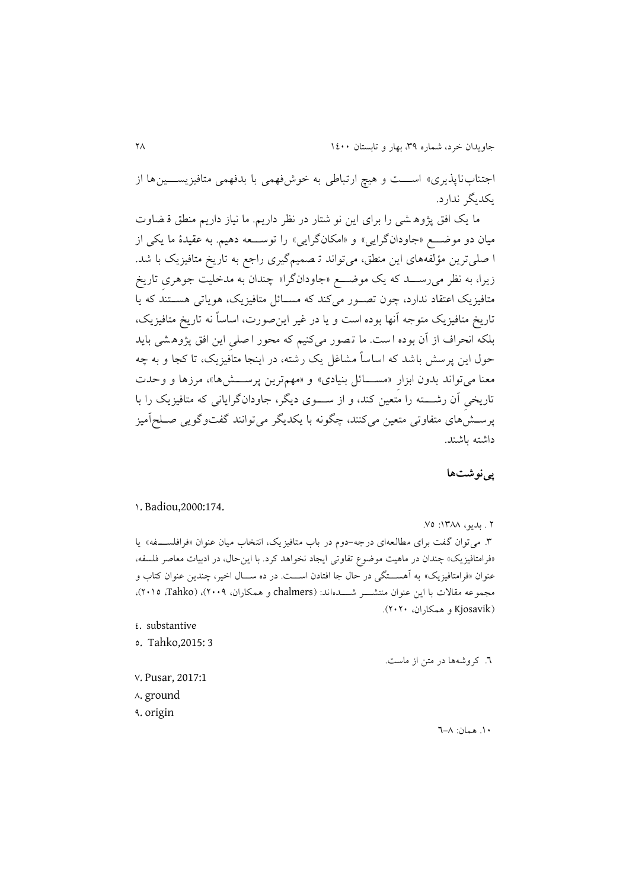اجتناب‌ناپذیری» است و هیچ ارتباطی به خوش‌فهمی یا بدفهمی متافیزیسین‌ها از یکدیگر ندارد.

ما یک افق پژوهشی را برای این نوشتار در نظر داریم. ما نیاز داریم منطق قضاوت میان دو موضع «جاودان‌گرایی» و «امکان‌گرایی» را توسعه دهیم. به عقیدهٔ ما یکی از اصلی‌ترین مؤلفه‌های این منطق، می‌تواند تصمیم‌گیری راجع به تاریخ متافیزیک با شد. زیرا، به نظر می‌رسد که یک موضع «جاودان‌گرا» چندان به مدخلیت جوهری تاریخ متافیزیک اعتقاد ندارد، چون تصور می‌کند که مسائل متافیزیک، هویاتی هستند که یا تاریخ متافیزیک متوجه آنها بوده است و یا در غیر این‌صورت، اساساً نه تاریخ متافیزیک، بلکه انحراف از آن بوده است. ما تصور می‌کنیم که محور اصلیِ این افق پژوهشی باید حول این پرسش باشد که اساساً مشاغل یک رشته، در اینجا متافیزیک، تا کجا و به چه معنا می‌تواند بدون ابزارِ «مسائل بنیادی» و «مهم‌ترین پرسش‌ها»، مرزها و وحدت تاریخیِ آن رشته را متعین کند، و از سوی دیگر، جاودان‌گرایانی که متافیزیک را با پرسش‌های متفاوتی متعین می‌کنند، چگونه با یکدیگر می‌توانند گفت‌وگویی صلح‌آمیز داشته باشند.

## پی‌نوشت‌ها

١. Badiou,2000:174.

٢ . بدیو، ١٣٨٨: ٧۵.

٣. می‌توان گفت برای مطالعه‌ای درجه-دوم در باب متافیزیک، انتخاب میان عنوان «فرافلسفه» یا «فرامتافیزیک» چندان در ماهیت موضوع تفاوتی ایجاد نخواهد کرد. با این‌حال، در ادبیات معاصر فلسفه، عنوان «فرامتافیزیک» به آهستگی در حال جا افتادن است. در ده سال اخیر، چندین عنوان کتاب و مجموعه مقالات با این عنوان منتشر شده‌اند: (chalmers و همکاران، ٢٠٠٩)، (Tahko، ٢٠١۵)، (Kjosavik و همکاران، ٢٠٢٠).

٤. substantive

٥. Tahko,2015: 3

٦. کروشه‌ها در متن از ماست.

٧. Pusar, 2017:1

٨. ground

٩. origin

١٠. همان: ٨-٦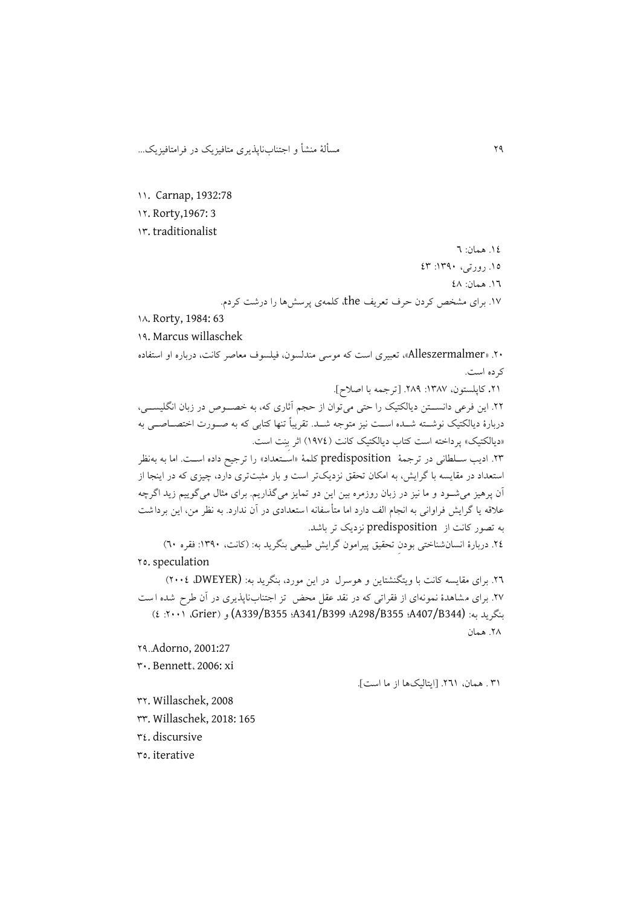١١. Carnap, 1932:78

١٢. Rorty,1967: 3

١٣. traditionalist

١٤. همان: ٦

١٥. رورتی، ١٣٩٠: ٤٣

١٦. همان: ٤٨

١٧. برای مشخص کردن حرف تعریف the، کلمه‌ی پرسش‌ها را درشت کردم.

١٨. Rorty, 1984: 63

١٩. Marcus willaschek

٢٠. «Alleszermalmer»، تعبیری است که موسی مندلسون، فیلسوف معاصر کانت، درباره او استفاده کرده است.

٢١. کاپلستون، ١٣٨٧: ٢٨٩. [ترجمه با اصلاح].

٢٢. این فرعی دانســتن دیالکتیک را حتی می‌توان از حجم آثاری که، به خصــوص در زبان انگلیســی، دربارهٔ دیالکتیک نوشــته شــده اســت نیز متوجه شــد. تقریباً تنها کتابی که به صــورت اختصــاصــی به «دیالکتیک» پرداخته است کتاب دیالکتیک کانت (١٩٧٤) اثر بِنِت است.

٢٣. ادیب ســلطانی در ترجمهٔ predisposition کلمهٔ «اســتعداد» را ترجیح داده اســت. اما به به‌نظر استعداد در مقایسه با گرایش، به امکان تحقق نزدیک‌تر است و بار مثبت‌تری دارد، چیزی که در اینجا از آن پرهیز می‌شــود و ما نیز در زبان روزمره بین این دو تمایز می‌گذاریم. برای مثال می‌گوییم زید اگرچه علاقه یا گرایش فراوانی به انجام الف دارد اما متأسفانه استعدادی در آن ندارد. به نظر من، این برداشت به تصور کانت از predisposition نزدیک تر باشد.

٢٤. دربارهٔ انسان‌شناختی بودنِ تحقیق پیرامون گرایش طبیعی بنگرید به: (کانت، ١٣٩٠: فقره ٦٠)

٢٥. speculation

٢٦. برای مقایسه کانت با ویتگنشتاین و هوسرل در این مورد، بنگرید به: (DWEYER، ٢٠٠٤)

٢٧. برای مشاهدهٔ نمونه‌ای از فقراتی که در نقد عقل محض تز اجتناب‌ناپذیری در آن طرح شده است بنگرید به: (A407/B344؛ A298/B355؛ A341/B399؛ A339/B355) و (Grier، ٢٠٠١: ٤)

٢٨. همان

٢٩. Adorno, 2001:27

٣٠. Bennett، 2006: xi

٣١. همان، ٢٦١. [ایتالیک‌ها از ما است].

٣٢. Willaschek, 2008

٣٣. Willaschek, 2018: 165

٣٤. discursive

٣٥. iterative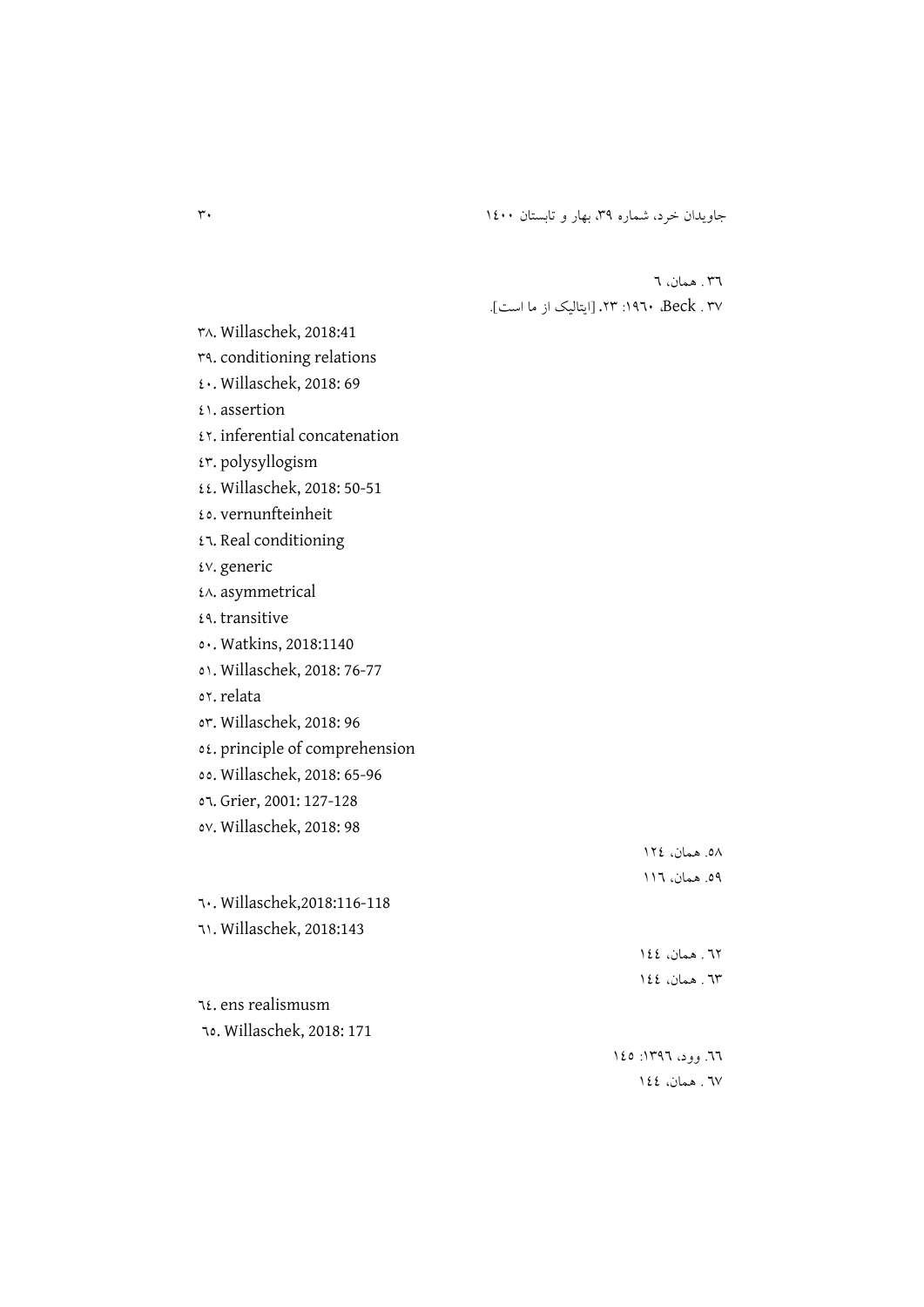۳۶. همان، ٦

۳۷. Beck، ۱۹٦۰: ۲۳. [ایتالیک از ما است].

۳۸. Willaschek, 2018:41

۳۹. conditioning relations

٤۰. Willaschek, 2018: 69

٤۱. assertion

٤۲. inferential concatenation

٤۳. polysyllogism

٤٤. Willaschek, 2018: 50-51

٤٥. vernunfteinheit

٤٦. Real conditioning

٤۷. generic

٤۸. asymmetrical

٤۹. transitive

٥۰. Watkins, 2018:1140

٥۱. Willaschek, 2018: 76-77

٥۲. relata

٥۳. Willaschek, 2018: 96

٥٤. principle of comprehension

٥٥. Willaschek, 2018: 65-96

٥٦. Grier, 2001: 127-128

٥۷. Willaschek, 2018: 98

٥۸. همان، ۱۲٤

٥۹. همان، ۱۱٦

٦۰. Willaschek,2018:116-118

٦۱. Willaschek, 2018:143

٦۲. همان، ۱٤٤

٦۳. همان، ۱٤٤

٦٤. ens realismusm

٦٥. Willaschek, 2018: 171

٦٦. وود، ۱۳۹٦: ۱٤٥

٦۷. همان، ۱٤٤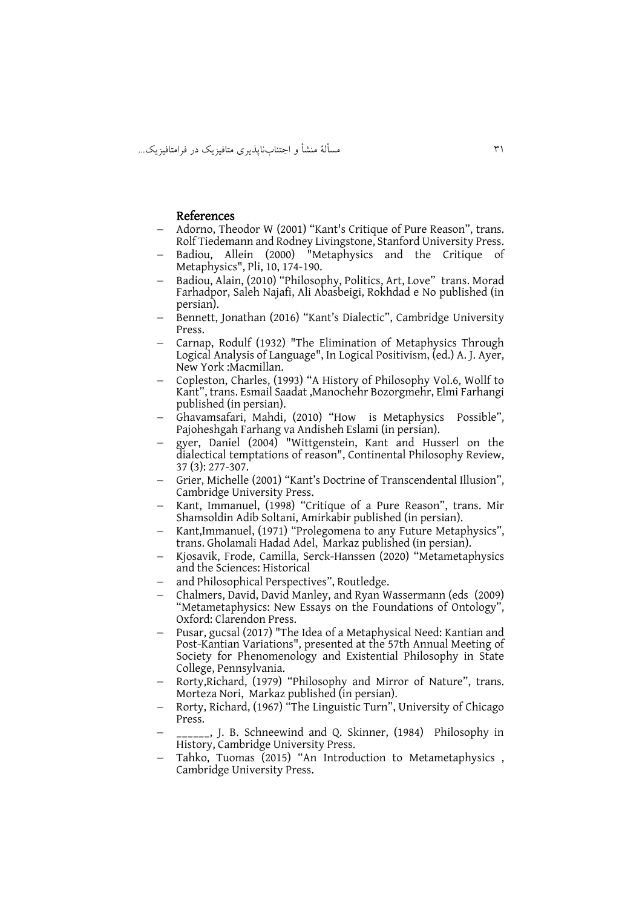## References

- Adorno, Theodor W (2001) “Kant's Critique of Pure Reason”, trans. Rolf Tiedemann and Rodney Livingstone, Stanford University Press.
- Badiou, Allein (2000) "Metaphysics and the Critique of Metaphysics", Pli, 10, 174-190.
- Badiou, Alain, (2010) “Philosophy, Politics, Art, Love” trans. Morad Farhadpor, Saleh Najafi, Ali Abasbeigi, Rokhdad e No published (in persian).
- Bennett, Jonathan (2016) “Kant’s Dialectic”, Cambridge University Press.
- Carnap, Rodulf (1932) "The Elimination of Metaphysics Through Logical Analysis of Language", In Logical Positivism, (ed.) A. J. Ayer, New York :Macmillan.
- Copleston, Charles, (1993) “A History of Philosophy Vol.6, Wollf to Kant”, trans. Esmail Saadat ,Manochehr Bozorgmehr, Elmi Farhangi published (in persian).
- Ghavamsafari, Mahdi, (2010) “How is Metaphysics Possible”, Pajoheshgah Farhang va Andisheh Eslami (in persian).
- gyer, Daniel (2004) "Wittgenstein, Kant and Husserl on the dialectical temptations of reason", Continental Philosophy Review, 37 (3): 277-307.
- Grier, Michelle (2001) “Kant’s Doctrine of Transcendental Illusion”, Cambridge University Press.
- Kant, Immanuel, (1998) “Critique of a Pure Reason”, trans. Mir Shamsoldin Adib Soltani, Amirkabir published (in persian).
- Kant,Immanuel, (1971) “Prolegomena to any Future Metaphysics”, trans. Gholamali Hadad Adel, Markaz published (in persian).
- Kjosavik, Frode, Camilla, Serck-Hanssen (2020) “Metametaphysics and the Sciences: Historical
- and Philosophical Perspectives”, Routledge.
- Chalmers, David, David Manley, and Ryan Wassermann (eds (2009) “Metametaphysics: New Essays on the Foundations of Ontology”, Oxford: Clarendon Press.
- Pusar, gucsal (2017) "The Idea of a Metaphysical Need: Kantian and Post-Kantian Variations", presented at the 57th Annual Meeting of Society for Phenomenology and Existential Philosophy in State College, Pennsylvania.
- Rorty,Richard, (1979) “Philosophy and Mirror of Nature”, trans. Morteza Nori, Markaz published (in persian).
- Rorty, Richard, (1967) “The Linguistic Turn”, University of Chicago Press.
- ______, J. B. Schneewind and Q. Skinner, (1984) Philosophy in History, Cambridge University Press.
- Tahko, Tuomas (2015) “An Introduction to Metametaphysics , Cambridge University Press.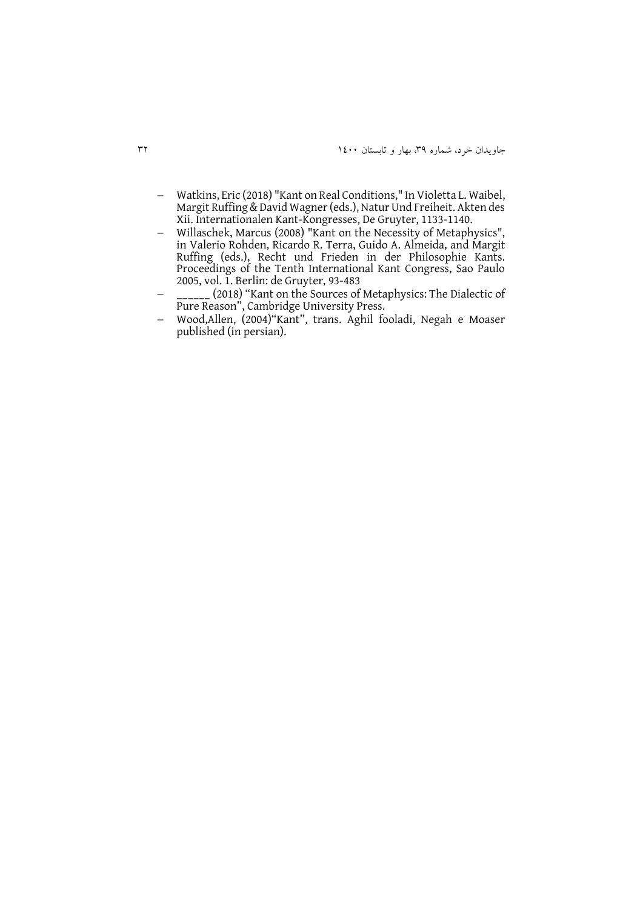- Watkins, Eric (2018) "Kant on Real Conditions," In Violetta L. Waibel, Margit Ruffing & David Wagner (eds.), Natur Und Freiheit. Akten des Xii. Internationalen Kant-Kongresses, De Gruyter, 1133-1140.
- Willaschek, Marcus (2008) "Kant on the Necessity of Metaphysics", in Valerio Rohden, Ricardo R. Terra, Guido A. Almeida, and Margit Ruffing (eds.), Recht und Frieden in der Philosophie Kants. Proceedings of the Tenth International Kant Congress, Sao Paulo 2005, vol. 1. Berlin: de Gruyter, 93-483
- ______ (2018) "Kant on the Sources of Metaphysics: The Dialectic of Pure Reason", Cambridge University Press.
- Wood,Allen, (2004)"Kant", trans. Aghil fooladi, Negah e Moaser published (in persian).